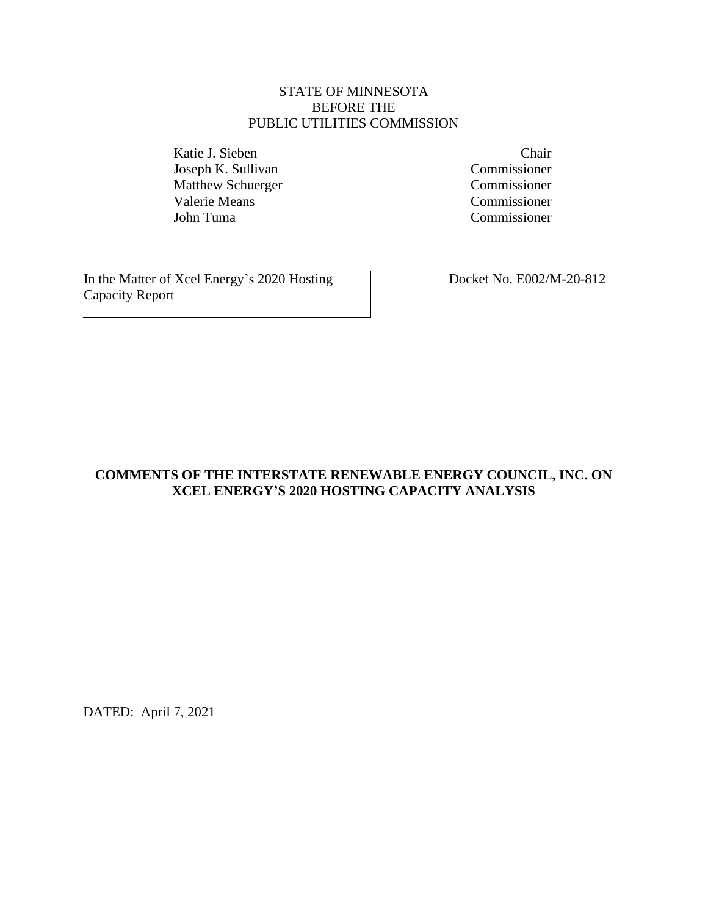STATE OF MINNESOTA
BEFORE THE
PUBLIC UTILITIES COMMISSION

| | |
|---|---|
| Katie J. Sieben | Chair |
| Joseph K. Sullivan | Commissioner |
| Matthew Schuerger | Commissioner |
| Valerie Means | Commissioner |
| John Tuma | Commissioner |

| | |
|---|---|
| In the Matter of Xcel Energy's 2020 Hosting Capacity Report | Docket No. E002/M-20-812 |

**COMMENTS OF THE INTERSTATE RENEWABLE ENERGY COUNCIL, INC. ON XCEL ENERGY'S 2020 HOSTING CAPACITY ANALYSIS**

DATED: April 7, 2021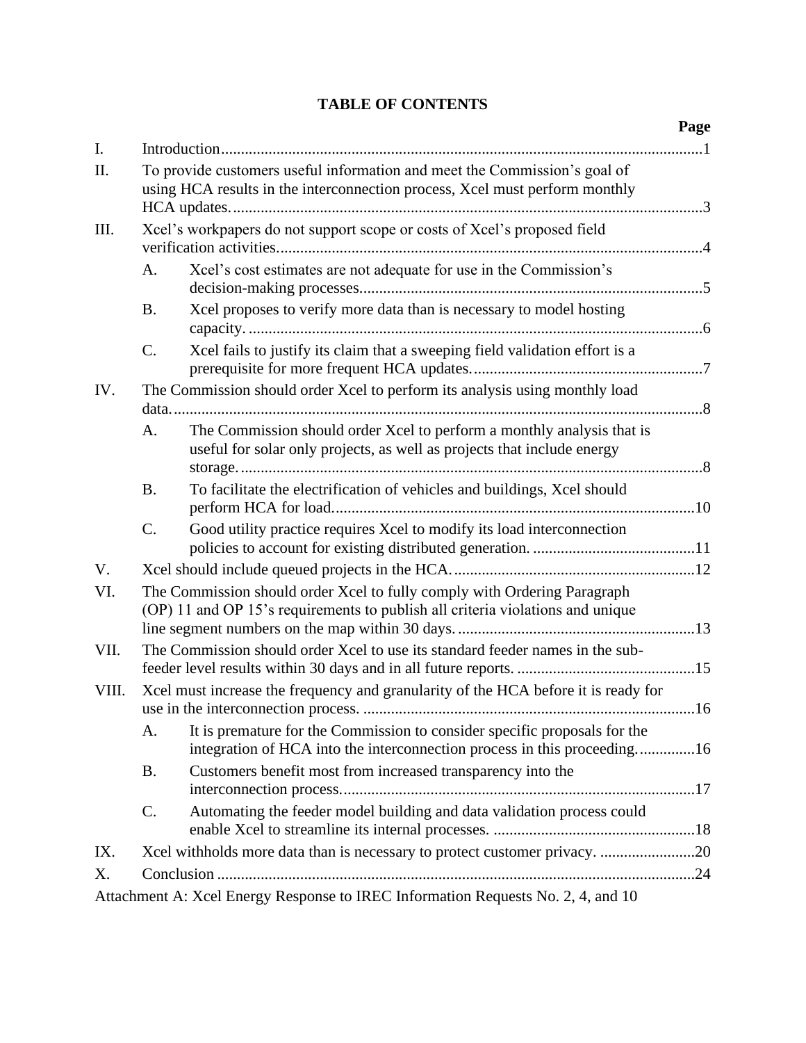# TABLE OF CONTENTS

| | | | Page |
|---|---|---|---|
| I. | Introduction | | 1 |
| II. | To provide customers useful information and meet the Commission's goal of using HCA results in the interconnection process, Xcel must perform monthly HCA updates. | | 3 |
| III. | Xcel's workpapers do not support scope or costs of Xcel's proposed field verification activities. | | 4 |
| | A. | Xcel's cost estimates are not adequate for use in the Commission's decision-making processes. | 5 |
| | B. | Xcel proposes to verify more data than is necessary to model hosting capacity. | 6 |
| | C. | Xcel fails to justify its claim that a sweeping field validation effort is a prerequisite for more frequent HCA updates. | 7 |
| IV. | The Commission should order Xcel to perform its analysis using monthly load data. | | 8 |
| | A. | The Commission should order Xcel to perform a monthly analysis that is useful for solar only projects, as well as projects that include energy storage. | 8 |
| | B. | To facilitate the electrification of vehicles and buildings, Xcel should perform HCA for load. | 10 |
| | C. | Good utility practice requires Xcel to modify its load interconnection policies to account for existing distributed generation. | 11 |
| V. | Xcel should include queued projects in the HCA. | | 12 |
| VI. | The Commission should order Xcel to fully comply with Ordering Paragraph (OP) 11 and OP 15's requirements to publish all criteria violations and unique line segment numbers on the map within 30 days. | | 13 |
| VII. | The Commission should order Xcel to use its standard feeder names in the sub-feeder level results within 30 days and in all future reports. | | 15 |
| VIII. | Xcel must increase the frequency and granularity of the HCA before it is ready for use in the interconnection process. | | 16 |
| | A. | It is premature for the Commission to consider specific proposals for the integration of HCA into the interconnection process in this proceeding. | 16 |
| | B. | Customers benefit most from increased transparency into the interconnection process. | 17 |
| | C. | Automating the feeder model building and data validation process could enable Xcel to streamline its internal processes. | 18 |
| IX. | Xcel withholds more data than is necessary to protect customer privacy. | | 20 |
| X. | Conclusion | | 24 |

Attachment A: Xcel Energy Response to IREC Information Requests No. 2, 4, and 10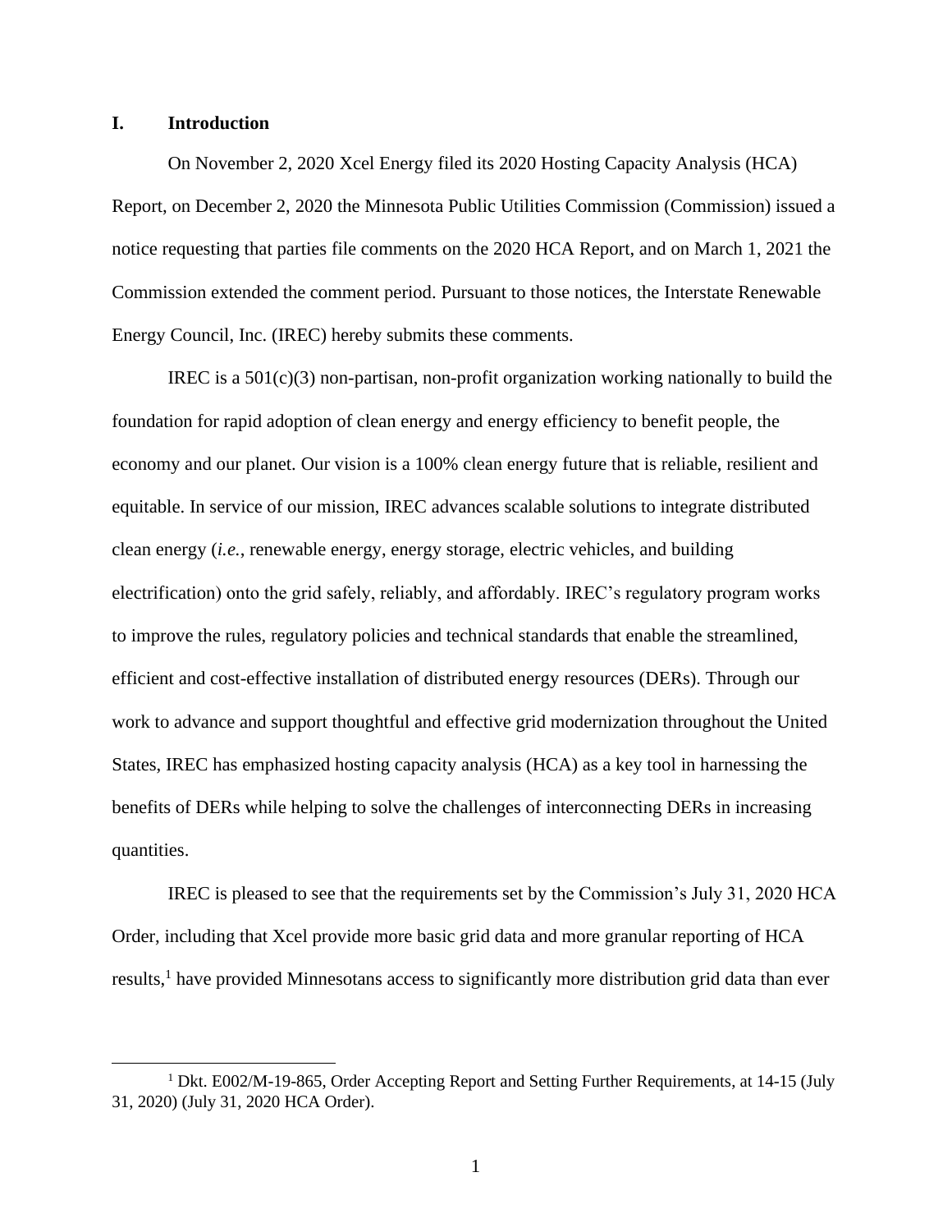## I. Introduction

On November 2, 2020 Xcel Energy filed its 2020 Hosting Capacity Analysis (HCA) Report, on December 2, 2020 the Minnesota Public Utilities Commission (Commission) issued a notice requesting that parties file comments on the 2020 HCA Report, and on March 1, 2021 the Commission extended the comment period. Pursuant to those notices, the Interstate Renewable Energy Council, Inc. (IREC) hereby submits these comments.

IREC is a 501(c)(3) non-partisan, non-profit organization working nationally to build the foundation for rapid adoption of clean energy and energy efficiency to benefit people, the economy and our planet. Our vision is a 100% clean energy future that is reliable, resilient and equitable. In service of our mission, IREC advances scalable solutions to integrate distributed clean energy (*i.e.*, renewable energy, energy storage, electric vehicles, and building electrification) onto the grid safely, reliably, and affordably. IREC's regulatory program works to improve the rules, regulatory policies and technical standards that enable the streamlined, efficient and cost-effective installation of distributed energy resources (DERs). Through our work to advance and support thoughtful and effective grid modernization throughout the United States, IREC has emphasized hosting capacity analysis (HCA) as a key tool in harnessing the benefits of DERs while helping to solve the challenges of interconnecting DERs in increasing quantities.

IREC is pleased to see that the requirements set by the Commission's July 31, 2020 HCA Order, including that Xcel provide more basic grid data and more granular reporting of HCA results,[1] have provided Minnesotans access to significantly more distribution grid data than ever

[1] Dkt. E002/M-19-865, Order Accepting Report and Setting Further Requirements, at 14-15 (July 31, 2020) (July 31, 2020 HCA Order).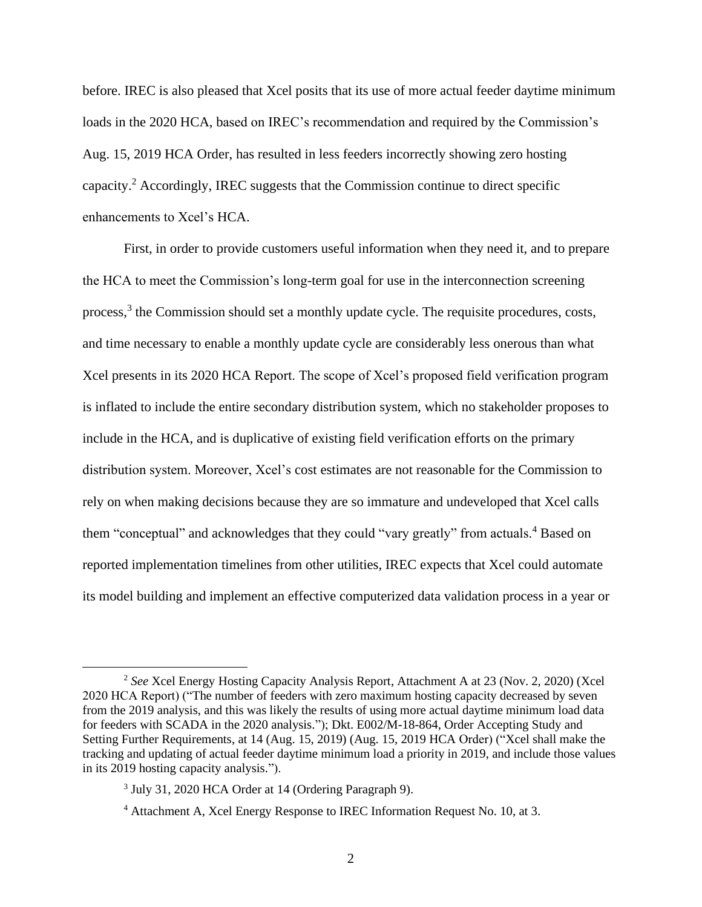before. IREC is also pleased that Xcel posits that its use of more actual feeder daytime minimum loads in the 2020 HCA, based on IREC's recommendation and required by the Commission's Aug. 15, 2019 HCA Order, has resulted in less feeders incorrectly showing zero hosting capacity.[2] Accordingly, IREC suggests that the Commission continue to direct specific enhancements to Xcel's HCA.

First, in order to provide customers useful information when they need it, and to prepare the HCA to meet the Commission's long-term goal for use in the interconnection screening process,[3] the Commission should set a monthly update cycle. The requisite procedures, costs, and time necessary to enable a monthly update cycle are considerably less onerous than what Xcel presents in its 2020 HCA Report. The scope of Xcel's proposed field verification program is inflated to include the entire secondary distribution system, which no stakeholder proposes to include in the HCA, and is duplicative of existing field verification efforts on the primary distribution system. Moreover, Xcel's cost estimates are not reasonable for the Commission to rely on when making decisions because they are so immature and undeveloped that Xcel calls them "conceptual" and acknowledges that they could "vary greatly" from actuals.[4] Based on reported implementation timelines from other utilities, IREC expects that Xcel could automate its model building and implement an effective computerized data validation process in a year or

---

[2] *See* Xcel Energy Hosting Capacity Analysis Report, Attachment A at 23 (Nov. 2, 2020) (Xcel 2020 HCA Report) ("The number of feeders with zero maximum hosting capacity decreased by seven from the 2019 analysis, and this was likely the results of using more actual daytime minimum load data for feeders with SCADA in the 2020 analysis."); Dkt. E002/M-18-864, Order Accepting Study and Setting Further Requirements, at 14 (Aug. 15, 2019) (Aug. 15, 2019 HCA Order) ("Xcel shall make the tracking and updating of actual feeder daytime minimum load a priority in 2019, and include those values in its 2019 hosting capacity analysis.").

[3] July 31, 2020 HCA Order at 14 (Ordering Paragraph 9).

[4] Attachment A, Xcel Energy Response to IREC Information Request No. 10, at 3.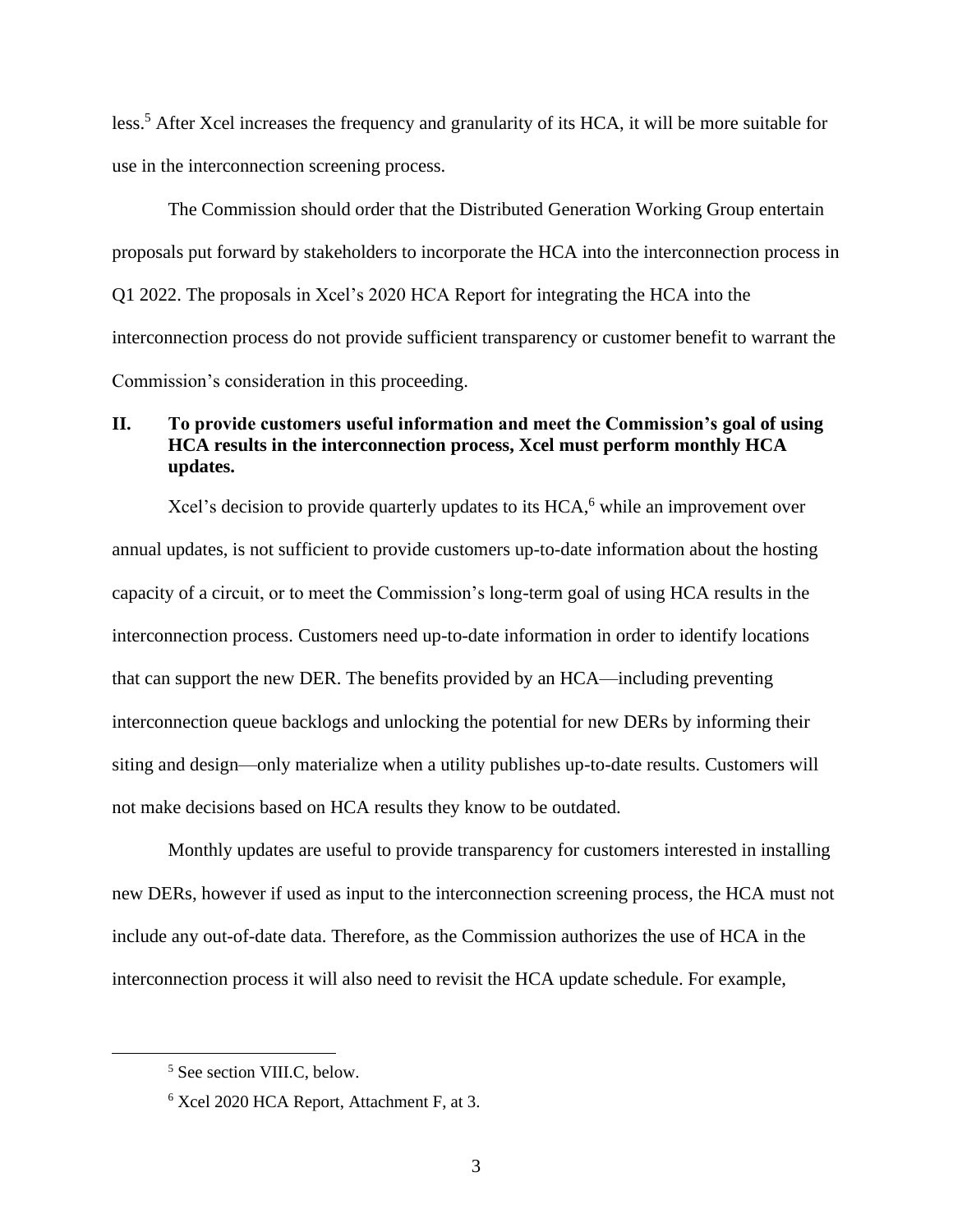less.[5] After Xcel increases the frequency and granularity of its HCA, it will be more suitable for use in the interconnection screening process.

The Commission should order that the Distributed Generation Working Group entertain proposals put forward by stakeholders to incorporate the HCA into the interconnection process in Q1 2022. The proposals in Xcel's 2020 HCA Report for integrating the HCA into the interconnection process do not provide sufficient transparency or customer benefit to warrant the Commission's consideration in this proceeding.

## II. To provide customers useful information and meet the Commission's goal of using HCA results in the interconnection process, Xcel must perform monthly HCA updates.

Xcel's decision to provide quarterly updates to its HCA,[6] while an improvement over annual updates, is not sufficient to provide customers up-to-date information about the hosting capacity of a circuit, or to meet the Commission's long-term goal of using HCA results in the interconnection process. Customers need up-to-date information in order to identify locations that can support the new DER. The benefits provided by an HCA—including preventing interconnection queue backlogs and unlocking the potential for new DERs by informing their siting and design—only materialize when a utility publishes up-to-date results. Customers will not make decisions based on HCA results they know to be outdated.

Monthly updates are useful to provide transparency for customers interested in installing new DERs, however if used as input to the interconnection screening process, the HCA must not include any out-of-date data. Therefore, as the Commission authorizes the use of HCA in the interconnection process it will also need to revisit the HCA update schedule. For example,

[5] See section VIII.C, below.

[6] Xcel 2020 HCA Report, Attachment F, at 3.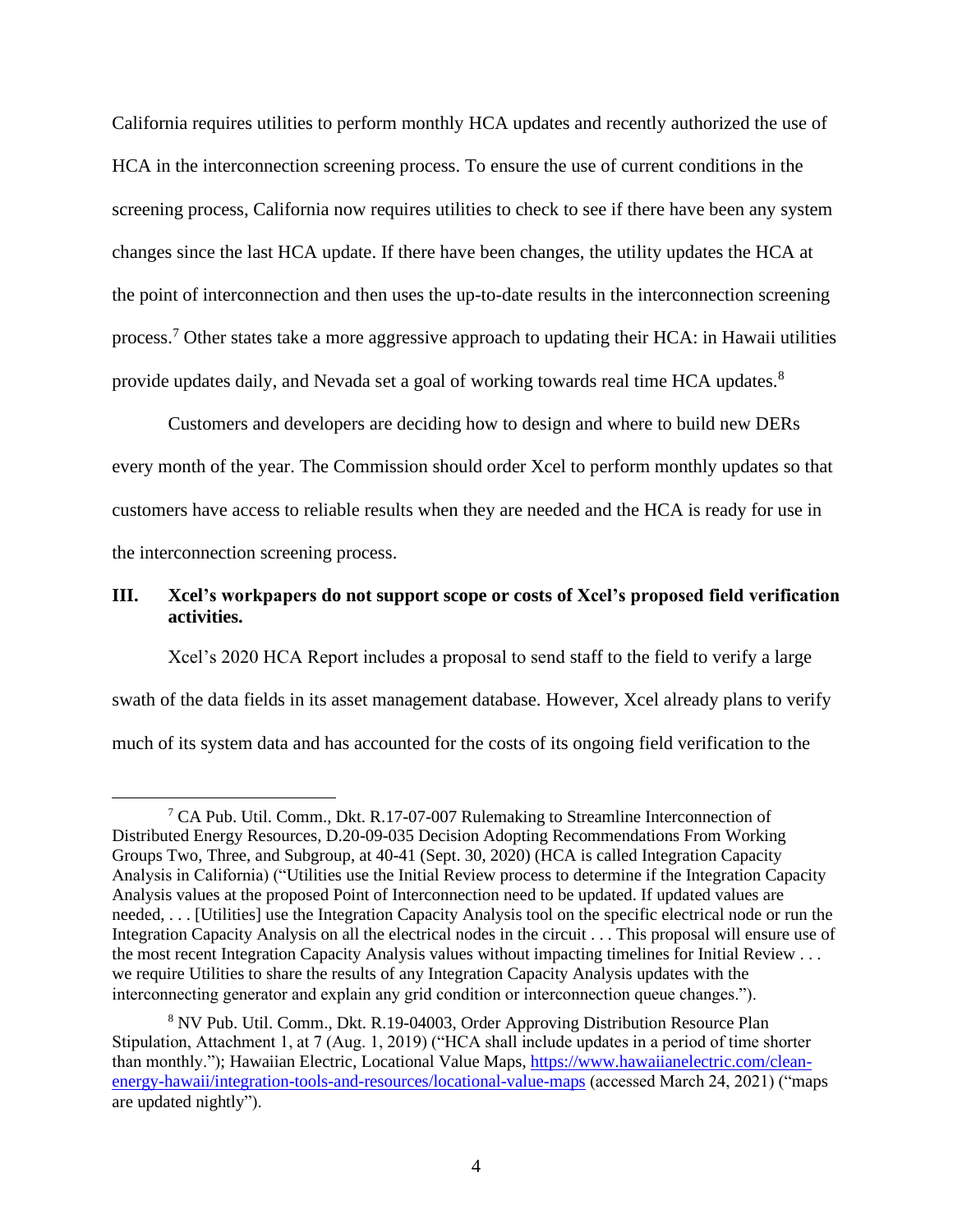California requires utilities to perform monthly HCA updates and recently authorized the use of HCA in the interconnection screening process. To ensure the use of current conditions in the screening process, California now requires utilities to check to see if there have been any system changes since the last HCA update. If there have been changes, the utility updates the HCA at the point of interconnection and then uses the up-to-date results in the interconnection screening process.[7] Other states take a more aggressive approach to updating their HCA: in Hawaii utilities provide updates daily, and Nevada set a goal of working towards real time HCA updates.[8]

Customers and developers are deciding how to design and where to build new DERs every month of the year. The Commission should order Xcel to perform monthly updates so that customers have access to reliable results when they are needed and the HCA is ready for use in the interconnection screening process.

## III. Xcel's workpapers do not support scope or costs of Xcel's proposed field verification activities.

Xcel's 2020 HCA Report includes a proposal to send staff to the field to verify a large swath of the data fields in its asset management database. However, Xcel already plans to verify much of its system data and has accounted for the costs of its ongoing field verification to the

---

[7] CA Pub. Util. Comm., Dkt. R.17-07-007 Rulemaking to Streamline Interconnection of Distributed Energy Resources, D.20-09-035 Decision Adopting Recommendations From Working Groups Two, Three, and Subgroup, at 40-41 (Sept. 30, 2020) (HCA is called Integration Capacity Analysis in California) ("Utilities use the Initial Review process to determine if the Integration Capacity Analysis values at the proposed Point of Interconnection need to be updated. If updated values are needed, . . . [Utilities] use the Integration Capacity Analysis tool on the specific electrical node or run the Integration Capacity Analysis on all the electrical nodes in the circuit . . . This proposal will ensure use of the most recent Integration Capacity Analysis values without impacting timelines for Initial Review . . . we require Utilities to share the results of any Integration Capacity Analysis updates with the interconnecting generator and explain any grid condition or interconnection queue changes.").

[8] NV Pub. Util. Comm., Dkt. R.19-04003, Order Approving Distribution Resource Plan Stipulation, Attachment 1, at 7 (Aug. 1, 2019) ("HCA shall include updates in a period of time shorter than monthly."); Hawaiian Electric, Locational Value Maps, https://www.hawaiianelectric.com/clean-energy-hawaii/integration-tools-and-resources/locational-value-maps (accessed March 24, 2021) ("maps are updated nightly").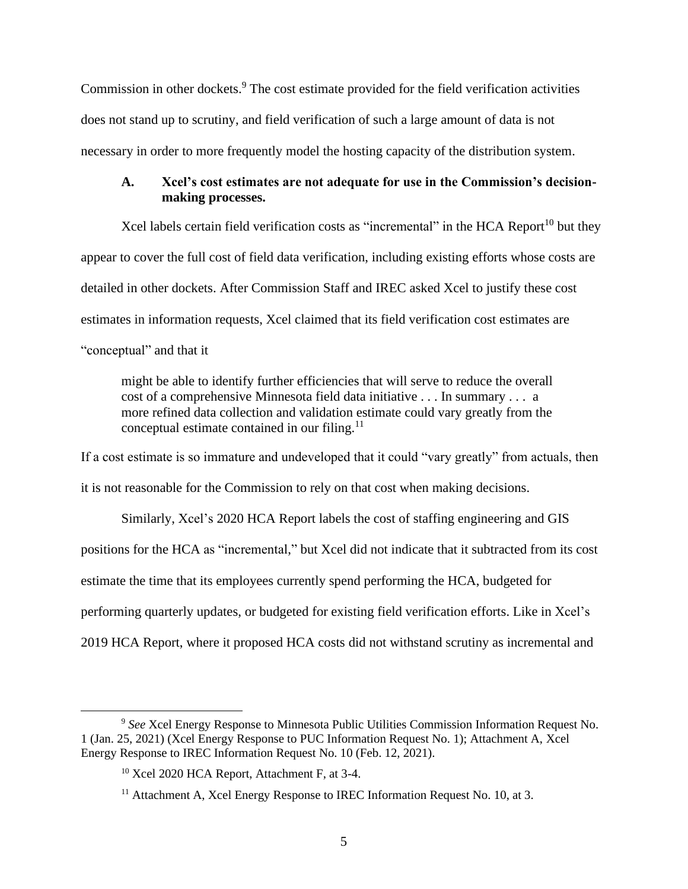Commission in other dockets.[9] The cost estimate provided for the field verification activities does not stand up to scrutiny, and field verification of such a large amount of data is not necessary in order to more frequently model the hosting capacity of the distribution system.

### A. Xcel's cost estimates are not adequate for use in the Commission's decision-making processes.

Xcel labels certain field verification costs as "incremental" in the HCA Report[10] but they appear to cover the full cost of field data verification, including existing efforts whose costs are detailed in other dockets. After Commission Staff and IREC asked Xcel to justify these cost estimates in information requests, Xcel claimed that its field verification cost estimates are "conceptual" and that it

> might be able to identify further efficiencies that will serve to reduce the overall cost of a comprehensive Minnesota field data initiative . . . In summary . . . a more refined data collection and validation estimate could vary greatly from the conceptual estimate contained in our filing.[11]

If a cost estimate is so immature and undeveloped that it could "vary greatly" from actuals, then it is not reasonable for the Commission to rely on that cost when making decisions.

Similarly, Xcel's 2020 HCA Report labels the cost of staffing engineering and GIS positions for the HCA as "incremental," but Xcel did not indicate that it subtracted from its cost estimate the time that its employees currently spend performing the HCA, budgeted for performing quarterly updates, or budgeted for existing field verification efforts. Like in Xcel's 2019 HCA Report, where it proposed HCA costs did not withstand scrutiny as incremental and

---

[9] *See* Xcel Energy Response to Minnesota Public Utilities Commission Information Request No. 1 (Jan. 25, 2021) (Xcel Energy Response to PUC Information Request No. 1); Attachment A, Xcel Energy Response to IREC Information Request No. 10 (Feb. 12, 2021).

[10] Xcel 2020 HCA Report, Attachment F, at 3-4.

[11] Attachment A, Xcel Energy Response to IREC Information Request No. 10, at 3.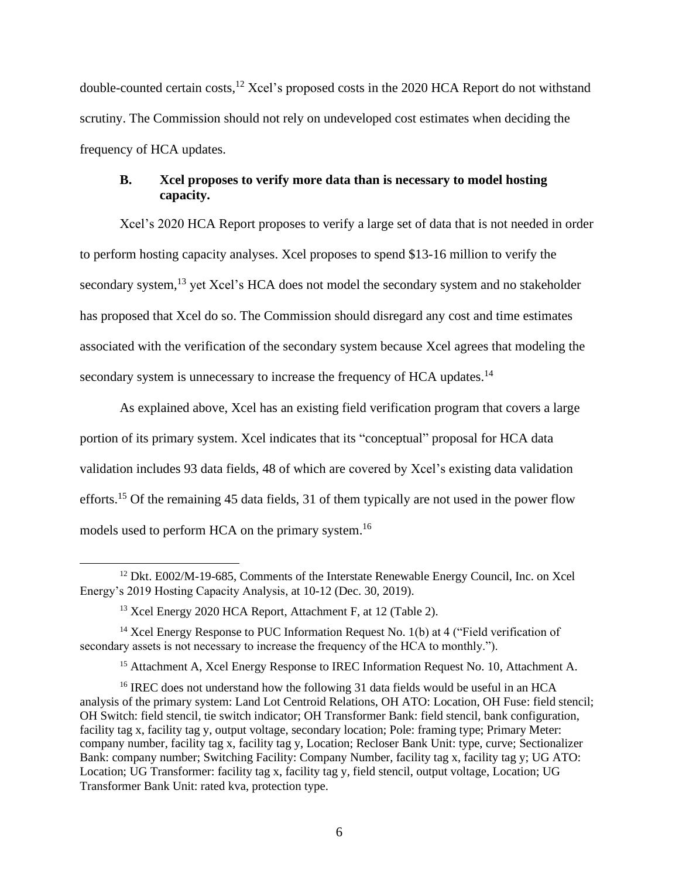double-counted certain costs,[12] Xcel's proposed costs in the 2020 HCA Report do not withstand scrutiny. The Commission should not rely on undeveloped cost estimates when deciding the frequency of HCA updates.

### B. Xcel proposes to verify more data than is necessary to model hosting capacity.

Xcel's 2020 HCA Report proposes to verify a large set of data that is not needed in order to perform hosting capacity analyses. Xcel proposes to spend $13-16 million to verify the secondary system,[13] yet Xcel's HCA does not model the secondary system and no stakeholder has proposed that Xcel do so. The Commission should disregard any cost and time estimates associated with the verification of the secondary system because Xcel agrees that modeling the secondary system is unnecessary to increase the frequency of HCA updates.[14]

As explained above, Xcel has an existing field verification program that covers a large portion of its primary system. Xcel indicates that its "conceptual" proposal for HCA data validation includes 93 data fields, 48 of which are covered by Xcel's existing data validation efforts.[15] Of the remaining 45 data fields, 31 of them typically are not used in the power flow models used to perform HCA on the primary system.[16]

---

[12] Dkt. E002/M-19-685, Comments of the Interstate Renewable Energy Council, Inc. on Xcel Energy's 2019 Hosting Capacity Analysis, at 10-12 (Dec. 30, 2019).

[13] Xcel Energy 2020 HCA Report, Attachment F, at 12 (Table 2).

[14] Xcel Energy Response to PUC Information Request No. 1(b) at 4 ("Field verification of secondary assets is not necessary to increase the frequency of the HCA to monthly.").

[15] Attachment A, Xcel Energy Response to IREC Information Request No. 10, Attachment A.

[16] IREC does not understand how the following 31 data fields would be useful in an HCA analysis of the primary system: Land Lot Centroid Relations, OH ATO: Location, OH Fuse: field stencil; OH Switch: field stencil, tie switch indicator; OH Transformer Bank: field stencil, bank configuration, facility tag x, facility tag y, output voltage, secondary location; Pole: framing type; Primary Meter: company number, facility tag x, facility tag y, Location; Recloser Bank Unit: type, curve; Sectionalizer Bank: company number; Switching Facility: Company Number, facility tag x, facility tag y; UG ATO: Location; UG Transformer: facility tag x, facility tag y, field stencil, output voltage, Location; UG Transformer Bank Unit: rated kva, protection type.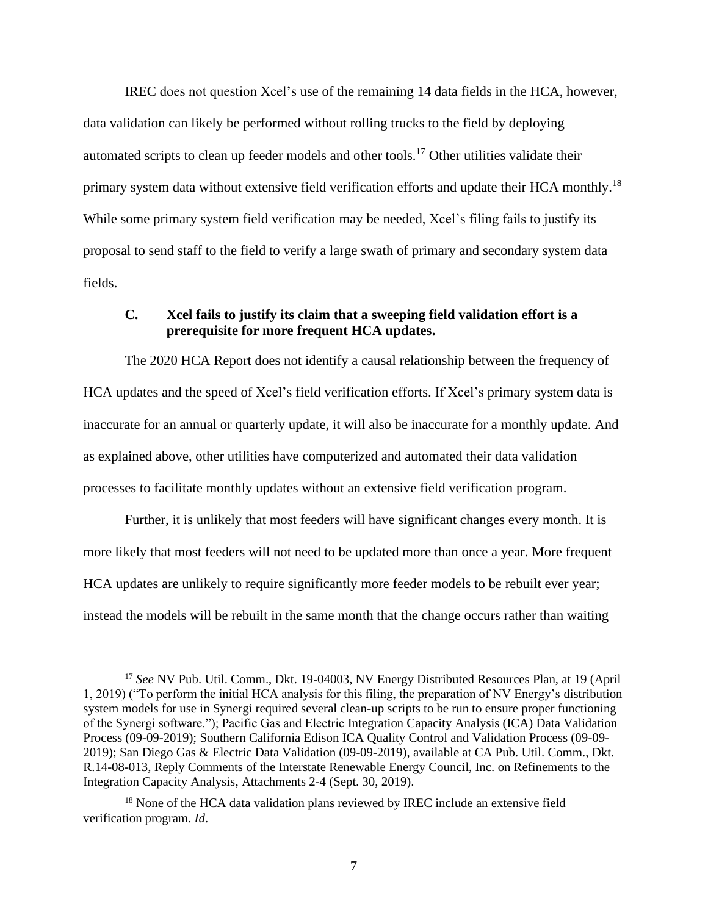IREC does not question Xcel's use of the remaining 14 data fields in the HCA, however, data validation can likely be performed without rolling trucks to the field by deploying automated scripts to clean up feeder models and other tools.[17] Other utilities validate their primary system data without extensive field verification efforts and update their HCA monthly.[18] While some primary system field verification may be needed, Xcel's filing fails to justify its proposal to send staff to the field to verify a large swath of primary and secondary system data fields.

### C. Xcel fails to justify its claim that a sweeping field validation effort is a prerequisite for more frequent HCA updates.

The 2020 HCA Report does not identify a causal relationship between the frequency of HCA updates and the speed of Xcel's field verification efforts. If Xcel's primary system data is inaccurate for an annual or quarterly update, it will also be inaccurate for a monthly update. And as explained above, other utilities have computerized and automated their data validation processes to facilitate monthly updates without an extensive field verification program.

Further, it is unlikely that most feeders will have significant changes every month. It is more likely that most feeders will not need to be updated more than once a year. More frequent HCA updates are unlikely to require significantly more feeder models to be rebuilt ever year; instead the models will be rebuilt in the same month that the change occurs rather than waiting

---

[17] *See* NV Pub. Util. Comm., Dkt. 19-04003, NV Energy Distributed Resources Plan, at 19 (April 1, 2019) ("To perform the initial HCA analysis for this filing, the preparation of NV Energy's distribution system models for use in Synergi required several clean-up scripts to be run to ensure proper functioning of the Synergi software."); Pacific Gas and Electric Integration Capacity Analysis (ICA) Data Validation Process (09-09-2019); Southern California Edison ICA Quality Control and Validation Process (09-09-2019); San Diego Gas & Electric Data Validation (09-09-2019), available at CA Pub. Util. Comm., Dkt. R.14-08-013, Reply Comments of the Interstate Renewable Energy Council, Inc. on Refinements to the Integration Capacity Analysis, Attachments 2-4 (Sept. 30, 2019).

[18] None of the HCA data validation plans reviewed by IREC include an extensive field verification program. *Id*.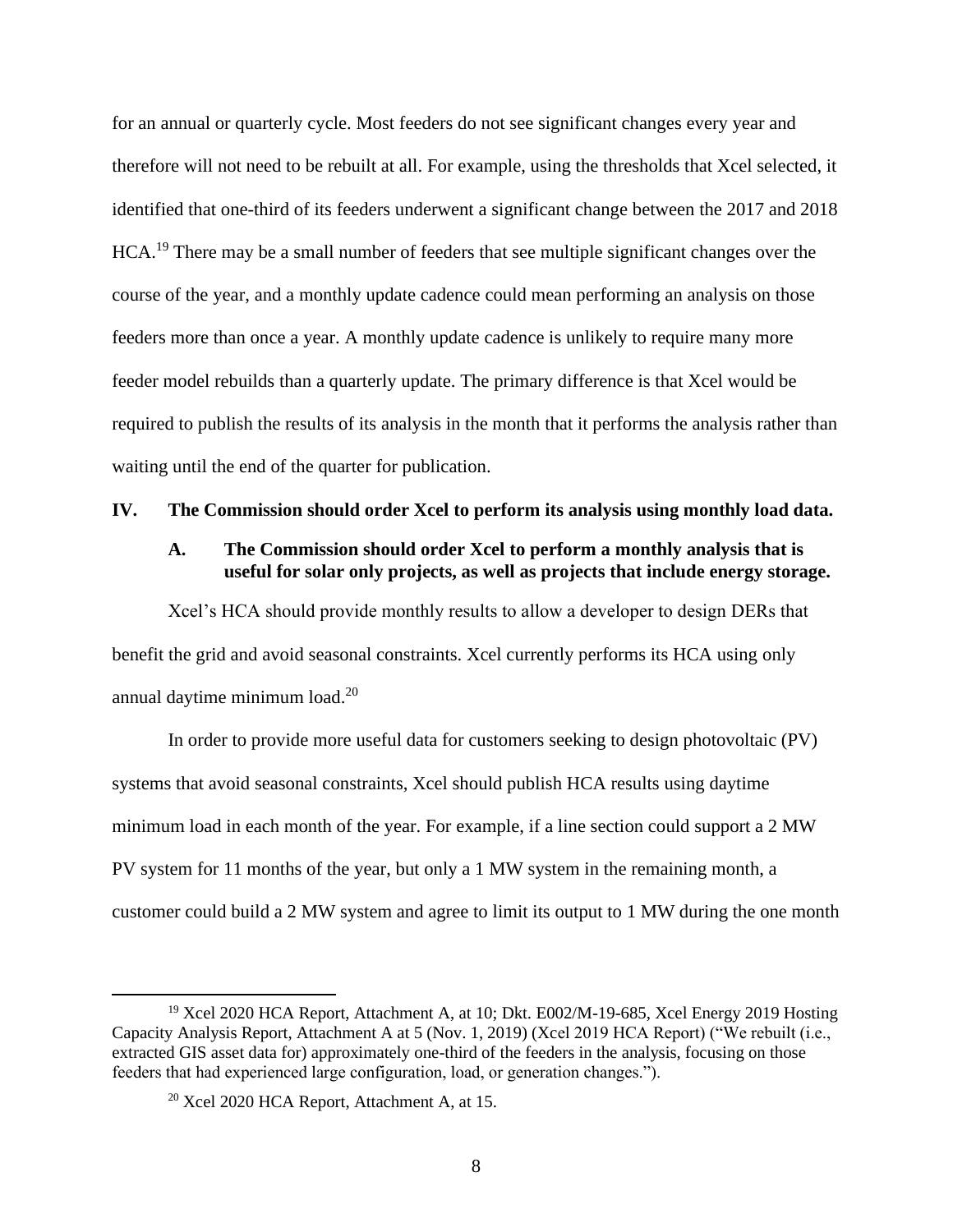for an annual or quarterly cycle. Most feeders do not see significant changes every year and therefore will not need to be rebuilt at all. For example, using the thresholds that Xcel selected, it identified that one-third of its feeders underwent a significant change between the 2017 and 2018 HCA.[19] There may be a small number of feeders that see multiple significant changes over the course of the year, and a monthly update cadence could mean performing an analysis on those feeders more than once a year. A monthly update cadence is unlikely to require many more feeder model rebuilds than a quarterly update. The primary difference is that Xcel would be required to publish the results of its analysis in the month that it performs the analysis rather than waiting until the end of the quarter for publication.

## IV. The Commission should order Xcel to perform its analysis using monthly load data.

### A. The Commission should order Xcel to perform a monthly analysis that is useful for solar only projects, as well as projects that include energy storage.

Xcel's HCA should provide monthly results to allow a developer to design DERs that benefit the grid and avoid seasonal constraints. Xcel currently performs its HCA using only annual daytime minimum load.[20]

In order to provide more useful data for customers seeking to design photovoltaic (PV) systems that avoid seasonal constraints, Xcel should publish HCA results using daytime minimum load in each month of the year. For example, if a line section could support a 2 MW PV system for 11 months of the year, but only a 1 MW system in the remaining month, a customer could build a 2 MW system and agree to limit its output to 1 MW during the one month

---

[19] Xcel 2020 HCA Report, Attachment A, at 10; Dkt. E002/M-19-685, Xcel Energy 2019 Hosting Capacity Analysis Report, Attachment A at 5 (Nov. 1, 2019) (Xcel 2019 HCA Report) ("We rebuilt (i.e., extracted GIS asset data for) approximately one-third of the feeders in the analysis, focusing on those feeders that had experienced large configuration, load, or generation changes.").

[20] Xcel 2020 HCA Report, Attachment A, at 15.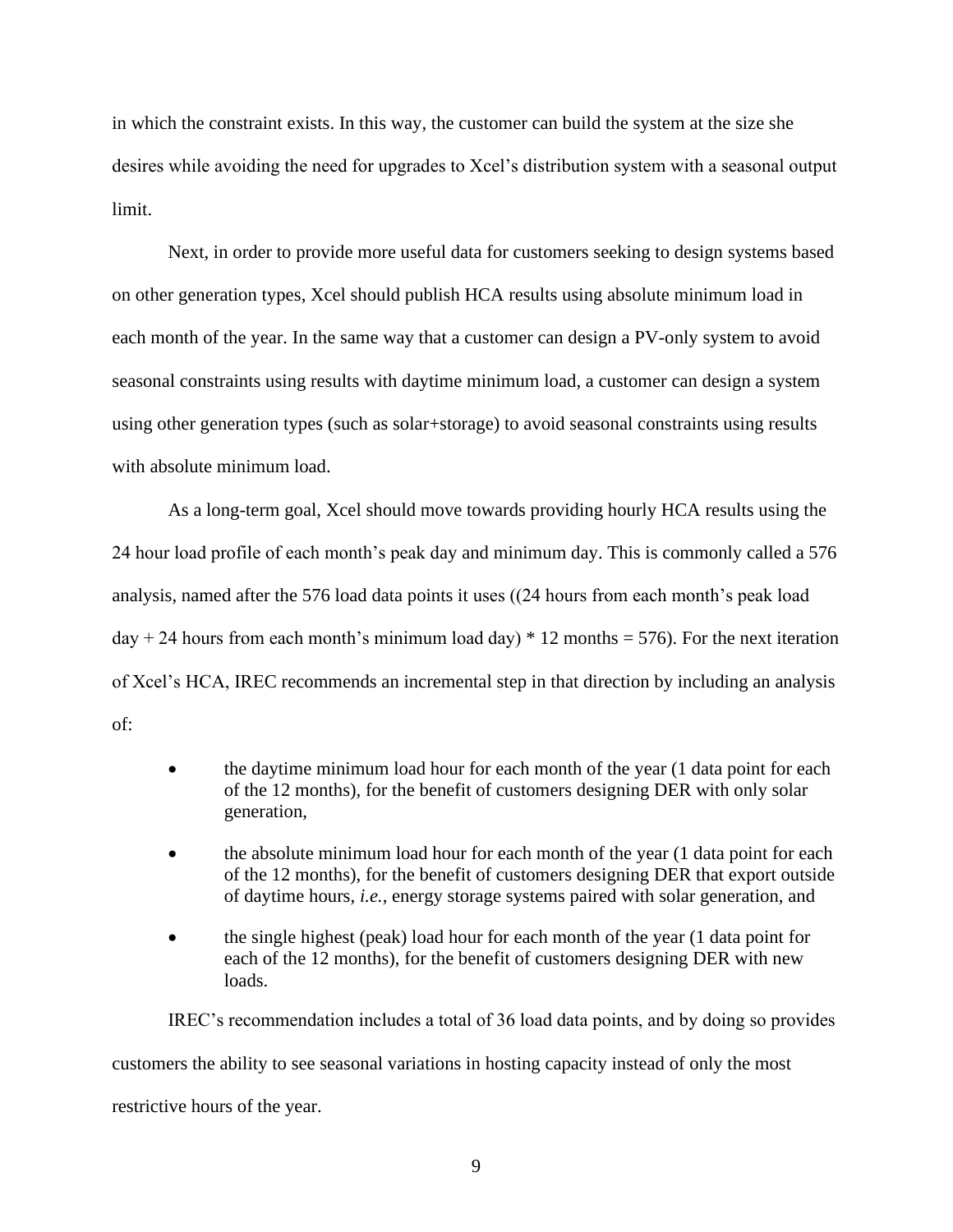in which the constraint exists. In this way, the customer can build the system at the size she desires while avoiding the need for upgrades to Xcel's distribution system with a seasonal output limit.

Next, in order to provide more useful data for customers seeking to design systems based on other generation types, Xcel should publish HCA results using absolute minimum load in each month of the year. In the same way that a customer can design a PV-only system to avoid seasonal constraints using results with daytime minimum load, a customer can design a system using other generation types (such as solar+storage) to avoid seasonal constraints using results with absolute minimum load.

As a long-term goal, Xcel should move towards providing hourly HCA results using the 24 hour load profile of each month's peak day and minimum day. This is commonly called a 576 analysis, named after the 576 load data points it uses ((24 hours from each month's peak load day + 24 hours from each month's minimum load day) * 12 months = 576). For the next iteration of Xcel's HCA, IREC recommends an incremental step in that direction by including an analysis of:

- the daytime minimum load hour for each month of the year (1 data point for each of the 12 months), for the benefit of customers designing DER with only solar generation,
- the absolute minimum load hour for each month of the year (1 data point for each of the 12 months), for the benefit of customers designing DER that export outside of daytime hours, *i.e.*, energy storage systems paired with solar generation, and
- the single highest (peak) load hour for each month of the year (1 data point for each of the 12 months), for the benefit of customers designing DER with new loads.

IREC's recommendation includes a total of 36 load data points, and by doing so provides customers the ability to see seasonal variations in hosting capacity instead of only the most restrictive hours of the year.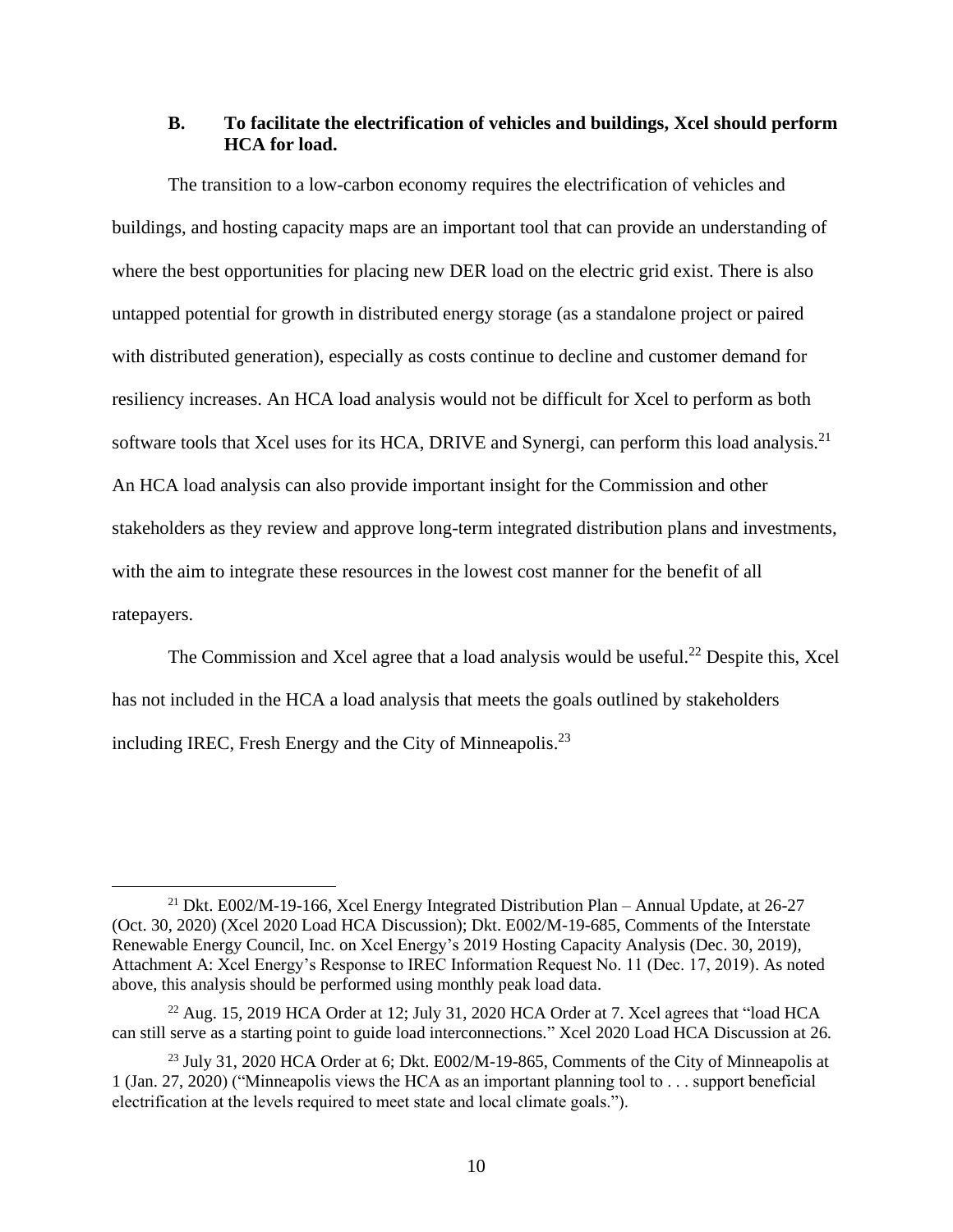### B. To facilitate the electrification of vehicles and buildings, Xcel should perform HCA for load.

The transition to a low-carbon economy requires the electrification of vehicles and buildings, and hosting capacity maps are an important tool that can provide an understanding of where the best opportunities for placing new DER load on the electric grid exist. There is also untapped potential for growth in distributed energy storage (as a standalone project or paired with distributed generation), especially as costs continue to decline and customer demand for resiliency increases. An HCA load analysis would not be difficult for Xcel to perform as both software tools that Xcel uses for its HCA, DRIVE and Synergi, can perform this load analysis.[21] An HCA load analysis can also provide important insight for the Commission and other stakeholders as they review and approve long-term integrated distribution plans and investments, with the aim to integrate these resources in the lowest cost manner for the benefit of all ratepayers.

The Commission and Xcel agree that a load analysis would be useful.[22] Despite this, Xcel has not included in the HCA a load analysis that meets the goals outlined by stakeholders including IREC, Fresh Energy and the City of Minneapolis.[23]

---

[21] Dkt. E002/M-19-166, Xcel Energy Integrated Distribution Plan – Annual Update, at 26-27 (Oct. 30, 2020) (Xcel 2020 Load HCA Discussion); Dkt. E002/M-19-685, Comments of the Interstate Renewable Energy Council, Inc. on Xcel Energy's 2019 Hosting Capacity Analysis (Dec. 30, 2019), Attachment A: Xcel Energy's Response to IREC Information Request No. 11 (Dec. 17, 2019). As noted above, this analysis should be performed using monthly peak load data.

[22] Aug. 15, 2019 HCA Order at 12; July 31, 2020 HCA Order at 7. Xcel agrees that "load HCA can still serve as a starting point to guide load interconnections." Xcel 2020 Load HCA Discussion at 26.

[23] July 31, 2020 HCA Order at 6; Dkt. E002/M-19-865, Comments of the City of Minneapolis at 1 (Jan. 27, 2020) ("Minneapolis views the HCA as an important planning tool to . . . support beneficial electrification at the levels required to meet state and local climate goals.").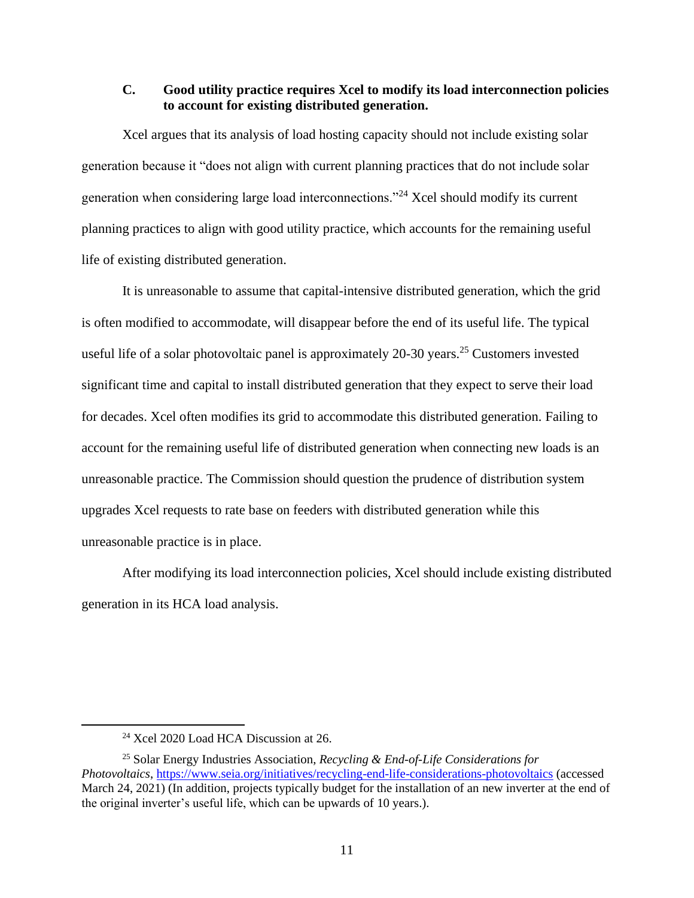### C. Good utility practice requires Xcel to modify its load interconnection policies to account for existing distributed generation.

Xcel argues that its analysis of load hosting capacity should not include existing solar generation because it "does not align with current planning practices that do not include solar generation when considering large load interconnections."[24] Xcel should modify its current planning practices to align with good utility practice, which accounts for the remaining useful life of existing distributed generation.

It is unreasonable to assume that capital-intensive distributed generation, which the grid is often modified to accommodate, will disappear before the end of its useful life. The typical useful life of a solar photovoltaic panel is approximately 20-30 years.[25] Customers invested significant time and capital to install distributed generation that they expect to serve their load for decades. Xcel often modifies its grid to accommodate this distributed generation. Failing to account for the remaining useful life of distributed generation when connecting new loads is an unreasonable practice. The Commission should question the prudence of distribution system upgrades Xcel requests to rate base on feeders with distributed generation while this unreasonable practice is in place.

After modifying its load interconnection policies, Xcel should include existing distributed generation in its HCA load analysis.

---

[24] Xcel 2020 Load HCA Discussion at 26.

[25] Solar Energy Industries Association, *Recycling & End-of-Life Considerations for Photovoltaics*, https://www.seia.org/initiatives/recycling-end-life-considerations-photovoltaics (accessed March 24, 2021) (In addition, projects typically budget for the installation of an new inverter at the end of the original inverter's useful life, which can be upwards of 10 years.).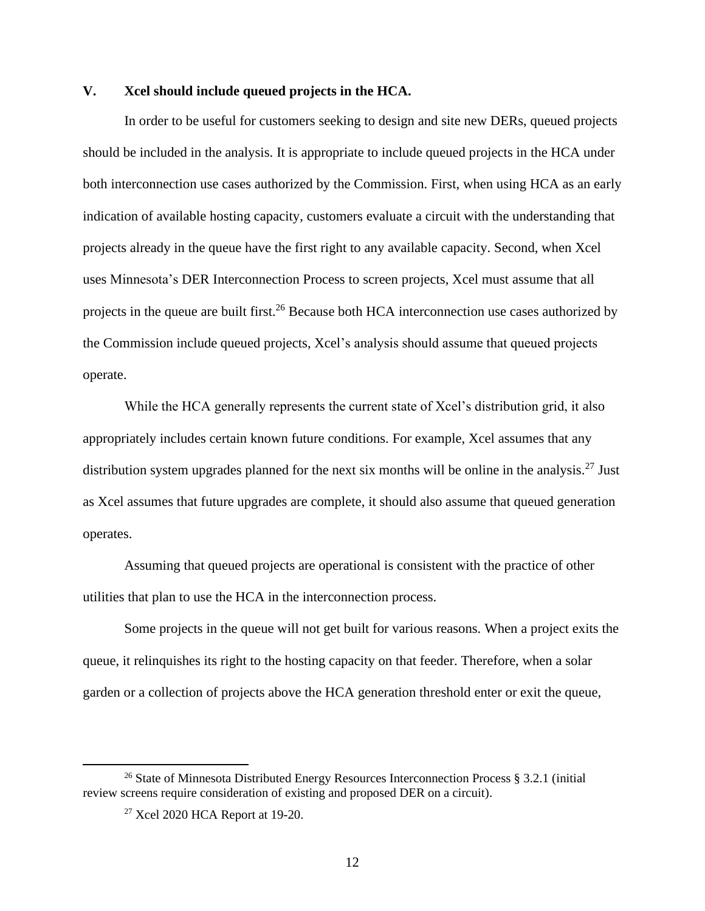## V. Xcel should include queued projects in the HCA.

In order to be useful for customers seeking to design and site new DERs, queued projects should be included in the analysis. It is appropriate to include queued projects in the HCA under both interconnection use cases authorized by the Commission. First, when using HCA as an early indication of available hosting capacity, customers evaluate a circuit with the understanding that projects already in the queue have the first right to any available capacity. Second, when Xcel uses Minnesota's DER Interconnection Process to screen projects, Xcel must assume that all projects in the queue are built first.[26] Because both HCA interconnection use cases authorized by the Commission include queued projects, Xcel's analysis should assume that queued projects operate.

While the HCA generally represents the current state of Xcel's distribution grid, it also appropriately includes certain known future conditions. For example, Xcel assumes that any distribution system upgrades planned for the next six months will be online in the analysis.[27] Just as Xcel assumes that future upgrades are complete, it should also assume that queued generation operates.

Assuming that queued projects are operational is consistent with the practice of other utilities that plan to use the HCA in the interconnection process.

Some projects in the queue will not get built for various reasons. When a project exits the queue, it relinquishes its right to the hosting capacity on that feeder. Therefore, when a solar garden or a collection of projects above the HCA generation threshold enter or exit the queue,

---

[26] State of Minnesota Distributed Energy Resources Interconnection Process § 3.2.1 (initial review screens require consideration of existing and proposed DER on a circuit).

[27] Xcel 2020 HCA Report at 19-20.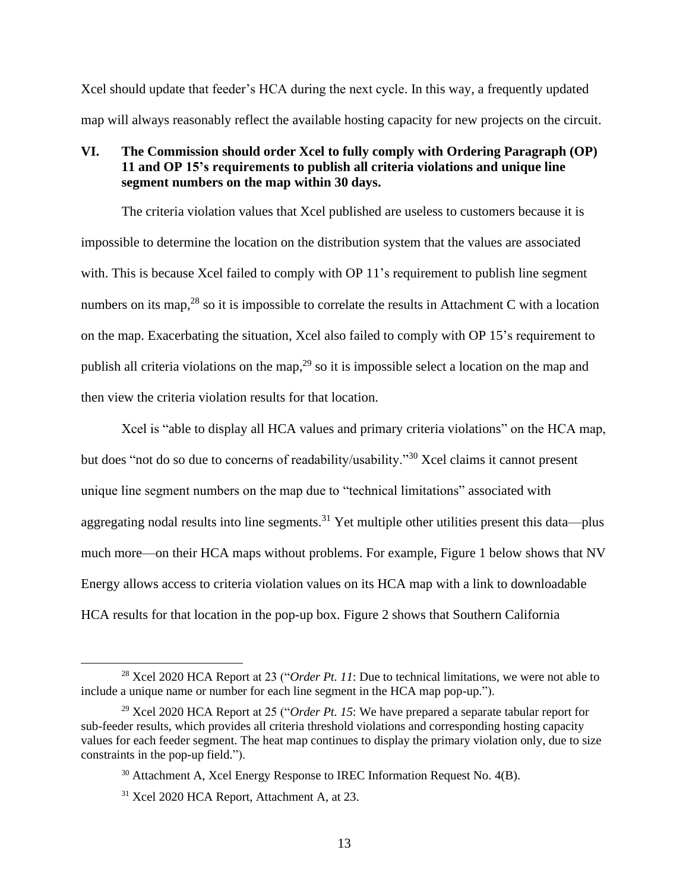Xcel should update that feeder's HCA during the next cycle. In this way, a frequently updated map will always reasonably reflect the available hosting capacity for new projects on the circuit.

## VI. The Commission should order Xcel to fully comply with Ordering Paragraph (OP) 11 and OP 15's requirements to publish all criteria violations and unique line segment numbers on the map within 30 days.

The criteria violation values that Xcel published are useless to customers because it is impossible to determine the location on the distribution system that the values are associated with. This is because Xcel failed to comply with OP 11's requirement to publish line segment numbers on its map,[28] so it is impossible to correlate the results in Attachment C with a location on the map. Exacerbating the situation, Xcel also failed to comply with OP 15's requirement to publish all criteria violations on the map,[29] so it is impossible select a location on the map and then view the criteria violation results for that location.

Xcel is "able to display all HCA values and primary criteria violations" on the HCA map, but does "not do so due to concerns of readability/usability."[30] Xcel claims it cannot present unique line segment numbers on the map due to "technical limitations" associated with aggregating nodal results into line segments.[31] Yet multiple other utilities present this data—plus much more—on their HCA maps without problems. For example, Figure 1 below shows that NV Energy allows access to criteria violation values on its HCA map with a link to downloadable HCA results for that location in the pop-up box. Figure 2 shows that Southern California

---

[28] Xcel 2020 HCA Report at 23 ("*Order Pt. 11*: Due to technical limitations, we were not able to include a unique name or number for each line segment in the HCA map pop-up.").

[29] Xcel 2020 HCA Report at 25 ("*Order Pt. 15*: We have prepared a separate tabular report for sub-feeder results, which provides all criteria threshold violations and corresponding hosting capacity values for each feeder segment. The heat map continues to display the primary violation only, due to size constraints in the pop-up field.").

[30] Attachment A, Xcel Energy Response to IREC Information Request No. 4(B).

[31] Xcel 2020 HCA Report, Attachment A, at 23.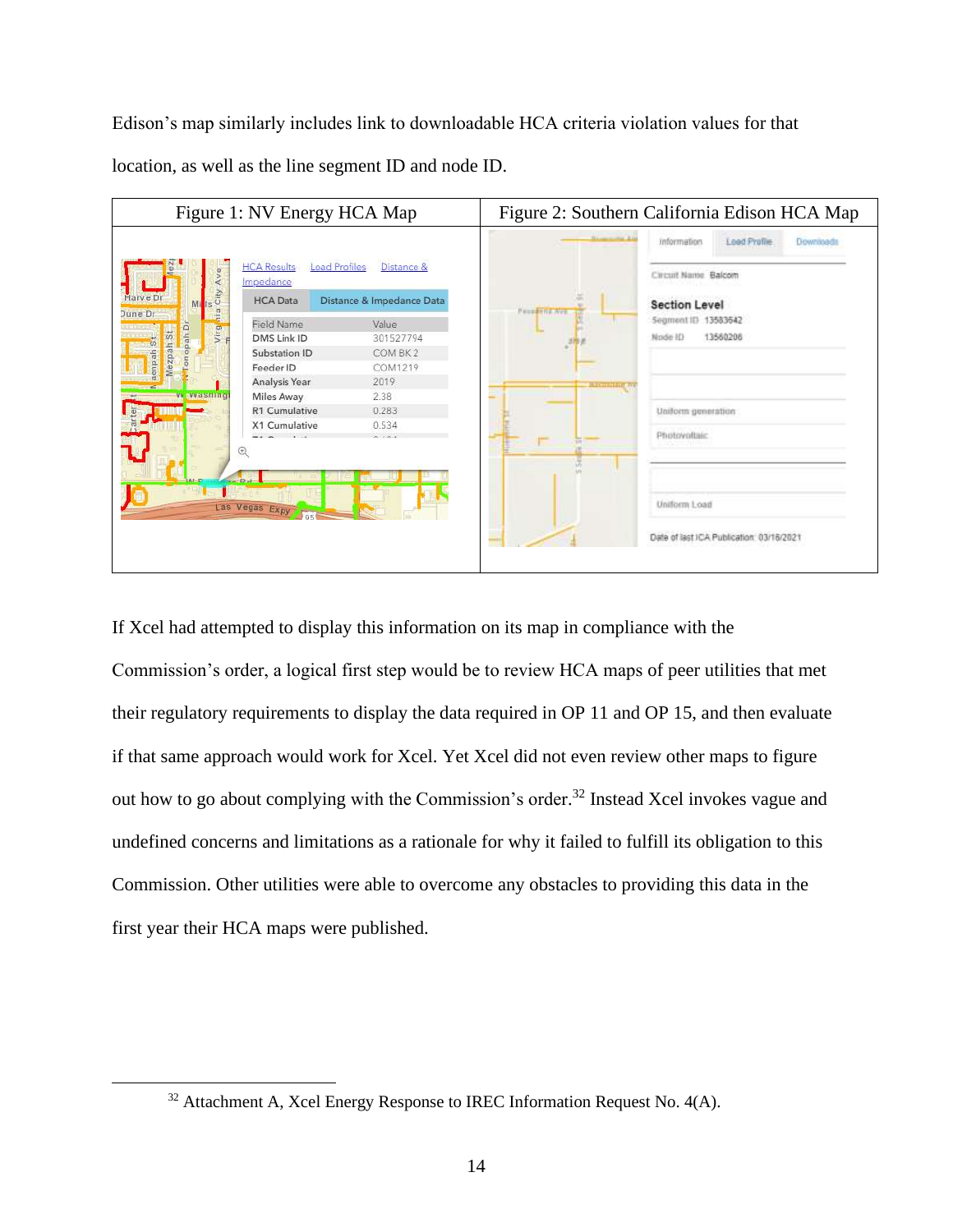Edison's map similarly includes link to downloadable HCA criteria violation values for that location, as well as the line segment ID and node ID.

| Figure 1: NV Energy HCA Map | Figure 2: Southern California Edison HCA Map |
|---|---|
| | |

If Xcel had attempted to display this information on its map in compliance with the Commission's order, a logical first step would be to review HCA maps of peer utilities that met their regulatory requirements to display the data required in OP 11 and OP 15, and then evaluate if that same approach would work for Xcel. Yet Xcel did not even review other maps to figure out how to go about complying with the Commission's order.[32] Instead Xcel invokes vague and undefined concerns and limitations as a rationale for why it failed to fulfill its obligation to this Commission. Other utilities were able to overcome any obstacles to providing this data in the first year their HCA maps were published.

---

[32] Attachment A, Xcel Energy Response to IREC Information Request No. 4(A).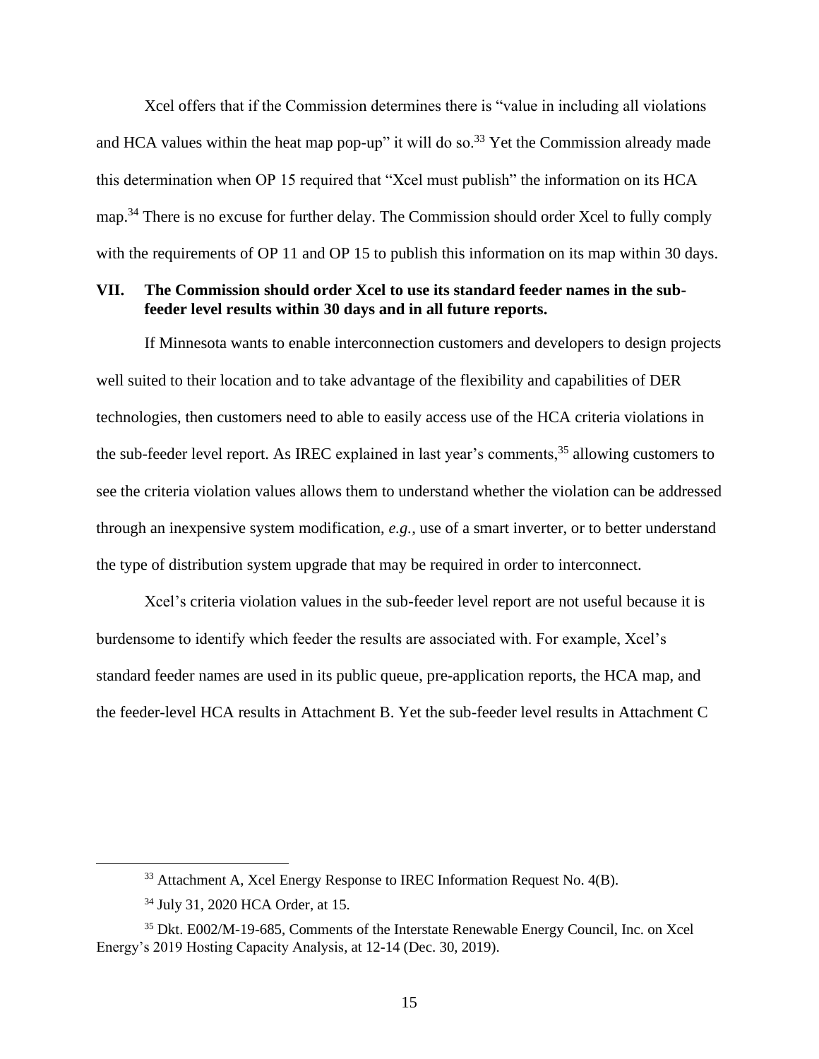Xcel offers that if the Commission determines there is "value in including all violations and HCA values within the heat map pop-up" it will do so.[33] Yet the Commission already made this determination when OP 15 required that "Xcel must publish" the information on its HCA map.[34] There is no excuse for further delay. The Commission should order Xcel to fully comply with the requirements of OP 11 and OP 15 to publish this information on its map within 30 days.

## VII. The Commission should order Xcel to use its standard feeder names in the sub-feeder level results within 30 days and in all future reports.

If Minnesota wants to enable interconnection customers and developers to design projects well suited to their location and to take advantage of the flexibility and capabilities of DER technologies, then customers need to able to easily access use of the HCA criteria violations in the sub-feeder level report. As IREC explained in last year's comments,[35] allowing customers to see the criteria violation values allows them to understand whether the violation can be addressed through an inexpensive system modification, *e.g.*, use of a smart inverter, or to better understand the type of distribution system upgrade that may be required in order to interconnect.

Xcel's criteria violation values in the sub-feeder level report are not useful because it is burdensome to identify which feeder the results are associated with. For example, Xcel's standard feeder names are used in its public queue, pre-application reports, the HCA map, and the feeder-level HCA results in Attachment B. Yet the sub-feeder level results in Attachment C

---

[33] Attachment A, Xcel Energy Response to IREC Information Request No. 4(B).

[34] July 31, 2020 HCA Order, at 15.

[35] Dkt. E002/M-19-685, Comments of the Interstate Renewable Energy Council, Inc. on Xcel Energy's 2019 Hosting Capacity Analysis, at 12-14 (Dec. 30, 2019).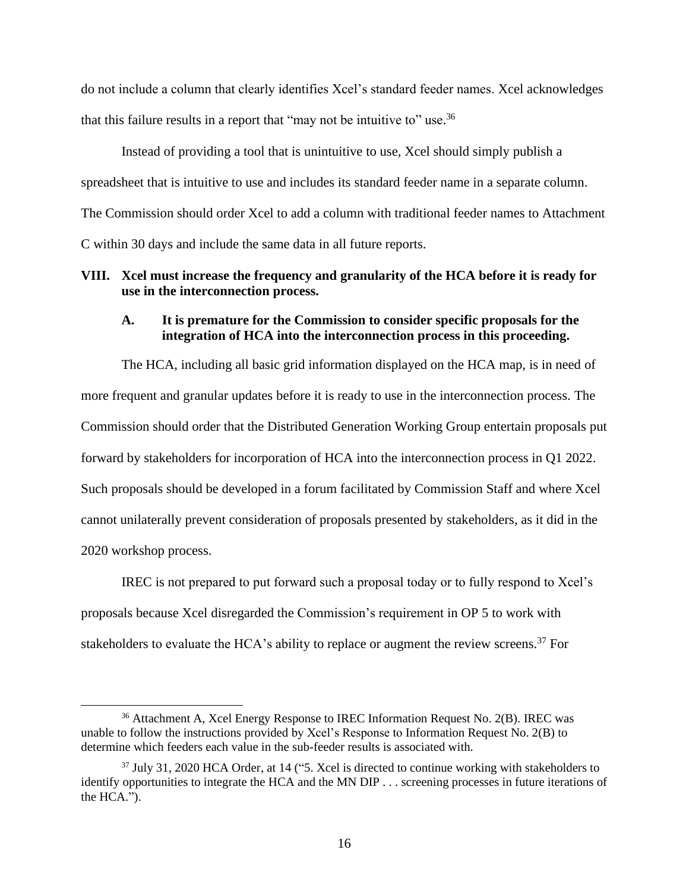do not include a column that clearly identifies Xcel's standard feeder names. Xcel acknowledges that this failure results in a report that "may not be intuitive to" use.[36]

Instead of providing a tool that is unintuitive to use, Xcel should simply publish a spreadsheet that is intuitive to use and includes its standard feeder name in a separate column. The Commission should order Xcel to add a column with traditional feeder names to Attachment C within 30 days and include the same data in all future reports.

## VIII. Xcel must increase the frequency and granularity of the HCA before it is ready for use in the interconnection process.

### A. It is premature for the Commission to consider specific proposals for the integration of HCA into the interconnection process in this proceeding.

The HCA, including all basic grid information displayed on the HCA map, is in need of more frequent and granular updates before it is ready to use in the interconnection process. The Commission should order that the Distributed Generation Working Group entertain proposals put forward by stakeholders for incorporation of HCA into the interconnection process in Q1 2022. Such proposals should be developed in a forum facilitated by Commission Staff and where Xcel cannot unilaterally prevent consideration of proposals presented by stakeholders, as it did in the 2020 workshop process.

IREC is not prepared to put forward such a proposal today or to fully respond to Xcel's proposals because Xcel disregarded the Commission's requirement in OP 5 to work with stakeholders to evaluate the HCA's ability to replace or augment the review screens.[37] For

---

[36] Attachment A, Xcel Energy Response to IREC Information Request No. 2(B). IREC was unable to follow the instructions provided by Xcel's Response to Information Request No. 2(B) to determine which feeders each value in the sub-feeder results is associated with.

[37] July 31, 2020 HCA Order, at 14 ("5. Xcel is directed to continue working with stakeholders to identify opportunities to integrate the HCA and the MN DIP . . . screening processes in future iterations of the HCA.").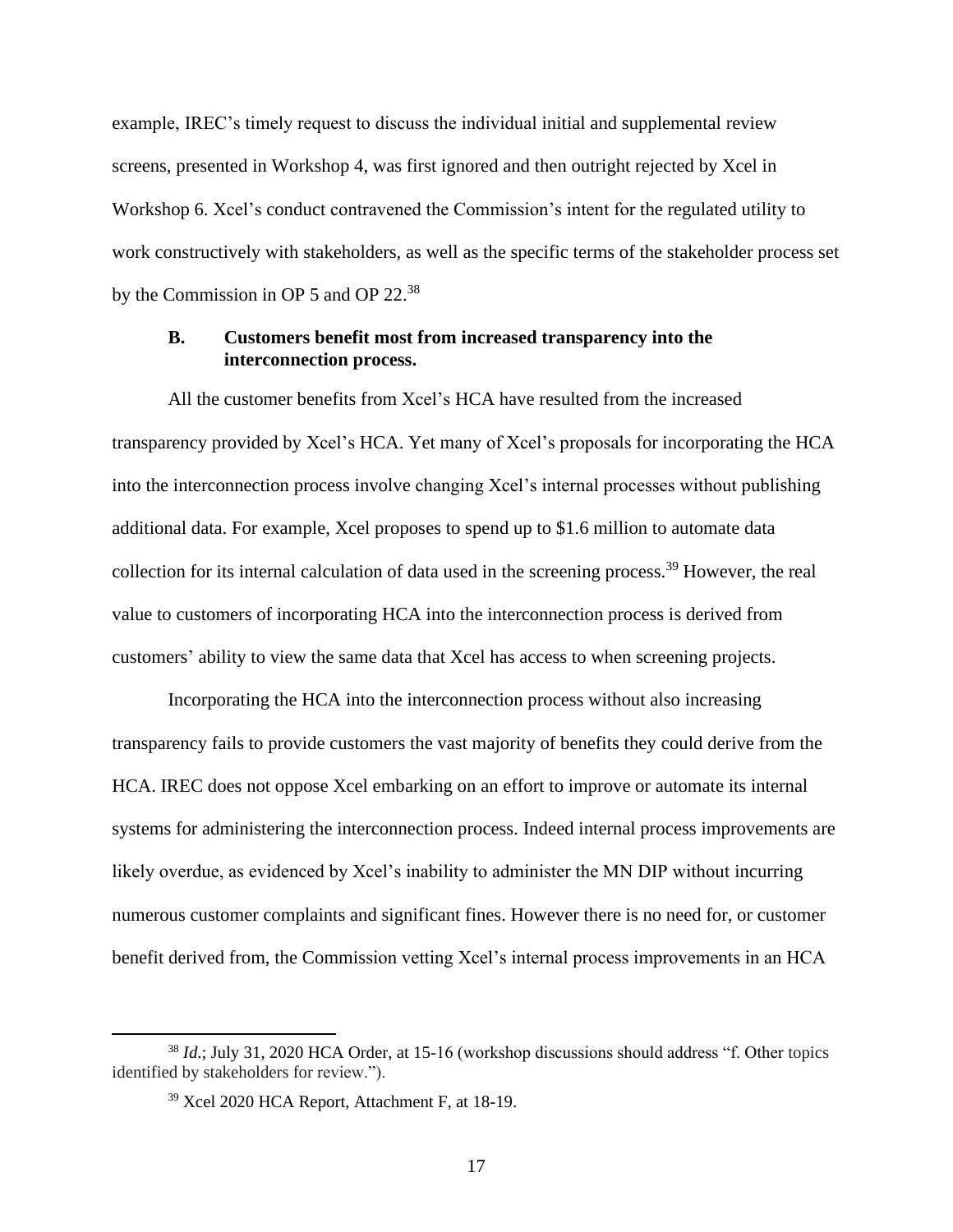example, IREC's timely request to discuss the individual initial and supplemental review screens, presented in Workshop 4, was first ignored and then outright rejected by Xcel in Workshop 6. Xcel's conduct contravened the Commission's intent for the regulated utility to work constructively with stakeholders, as well as the specific terms of the stakeholder process set by the Commission in OP 5 and OP 22.[38]

### B. Customers benefit most from increased transparency into the interconnection process.

All the customer benefits from Xcel's HCA have resulted from the increased transparency provided by Xcel's HCA. Yet many of Xcel's proposals for incorporating the HCA into the interconnection process involve changing Xcel's internal processes without publishing additional data. For example, Xcel proposes to spend up to $1.6 million to automate data collection for its internal calculation of data used in the screening process.[39] However, the real value to customers of incorporating HCA into the interconnection process is derived from customers' ability to view the same data that Xcel has access to when screening projects.

Incorporating the HCA into the interconnection process without also increasing transparency fails to provide customers the vast majority of benefits they could derive from the HCA. IREC does not oppose Xcel embarking on an effort to improve or automate its internal systems for administering the interconnection process. Indeed internal process improvements are likely overdue, as evidenced by Xcel's inability to administer the MN DIP without incurring numerous customer complaints and significant fines. However there is no need for, or customer benefit derived from, the Commission vetting Xcel's internal process improvements in an HCA

---

[38] *Id.*; July 31, 2020 HCA Order, at 15-16 (workshop discussions should address "f. Other topics identified by stakeholders for review.").

[39] Xcel 2020 HCA Report, Attachment F, at 18-19.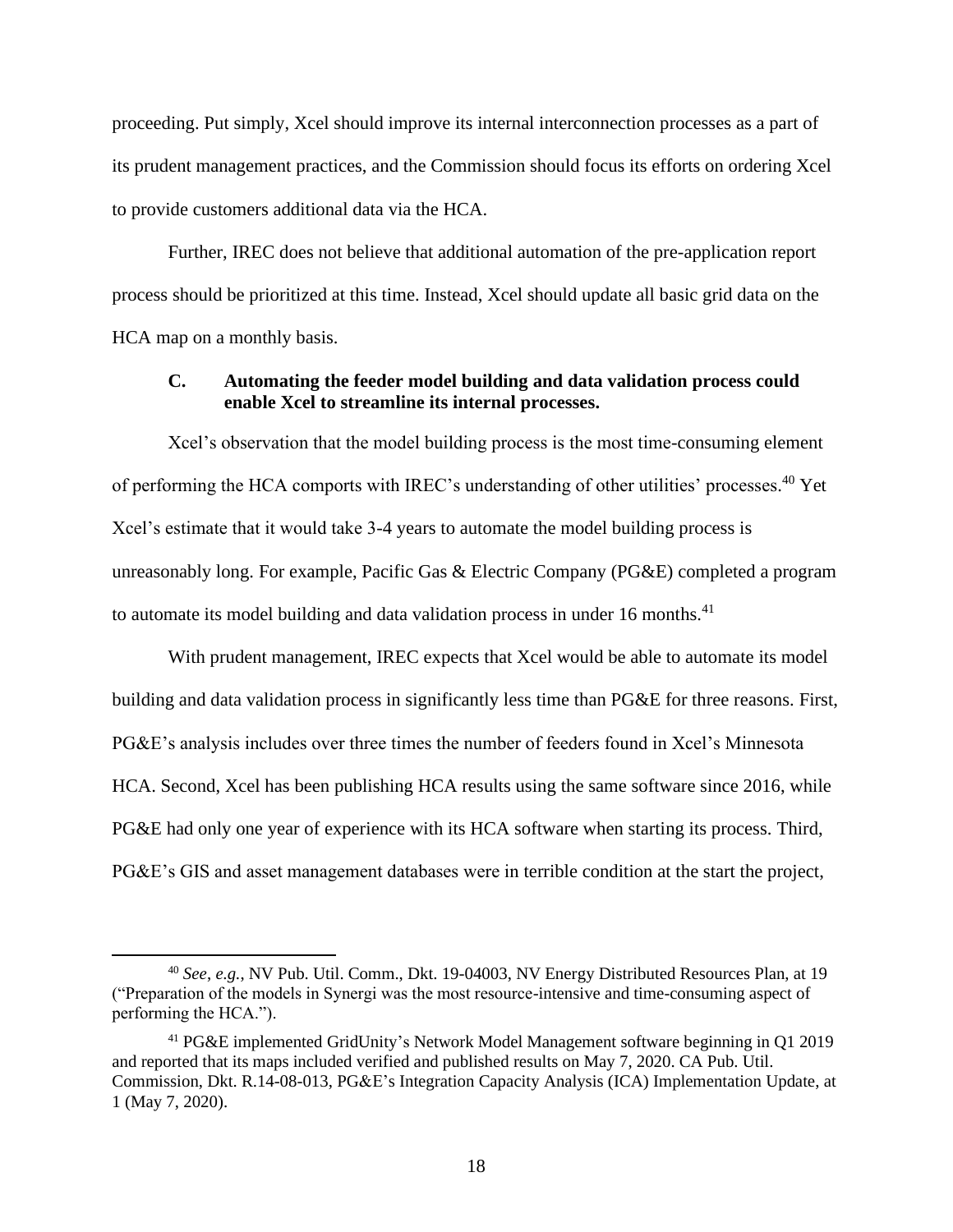proceeding. Put simply, Xcel should improve its internal interconnection processes as a part of its prudent management practices, and the Commission should focus its efforts on ordering Xcel to provide customers additional data via the HCA.

Further, IREC does not believe that additional automation of the pre-application report process should be prioritized at this time. Instead, Xcel should update all basic grid data on the HCA map on a monthly basis.

### C. Automating the feeder model building and data validation process could enable Xcel to streamline its internal processes.

Xcel's observation that the model building process is the most time-consuming element of performing the HCA comports with IREC's understanding of other utilities' processes.[40] Yet Xcel's estimate that it would take 3-4 years to automate the model building process is unreasonably long. For example, Pacific Gas & Electric Company (PG&E) completed a program to automate its model building and data validation process in under 16 months.[41]

With prudent management, IREC expects that Xcel would be able to automate its model building and data validation process in significantly less time than PG&E for three reasons. First, PG&E's analysis includes over three times the number of feeders found in Xcel's Minnesota HCA. Second, Xcel has been publishing HCA results using the same software since 2016, while PG&E had only one year of experience with its HCA software when starting its process. Third, PG&E's GIS and asset management databases were in terrible condition at the start the project,

---

[40] *See, e.g.*, NV Pub. Util. Comm., Dkt. 19-04003, NV Energy Distributed Resources Plan, at 19 ("Preparation of the models in Synergi was the most resource-intensive and time-consuming aspect of performing the HCA.").

[41] PG&E implemented GridUnity's Network Model Management software beginning in Q1 2019 and reported that its maps included verified and published results on May 7, 2020. CA Pub. Util. Commission, Dkt. R.14-08-013, PG&E's Integration Capacity Analysis (ICA) Implementation Update, at 1 (May 7, 2020).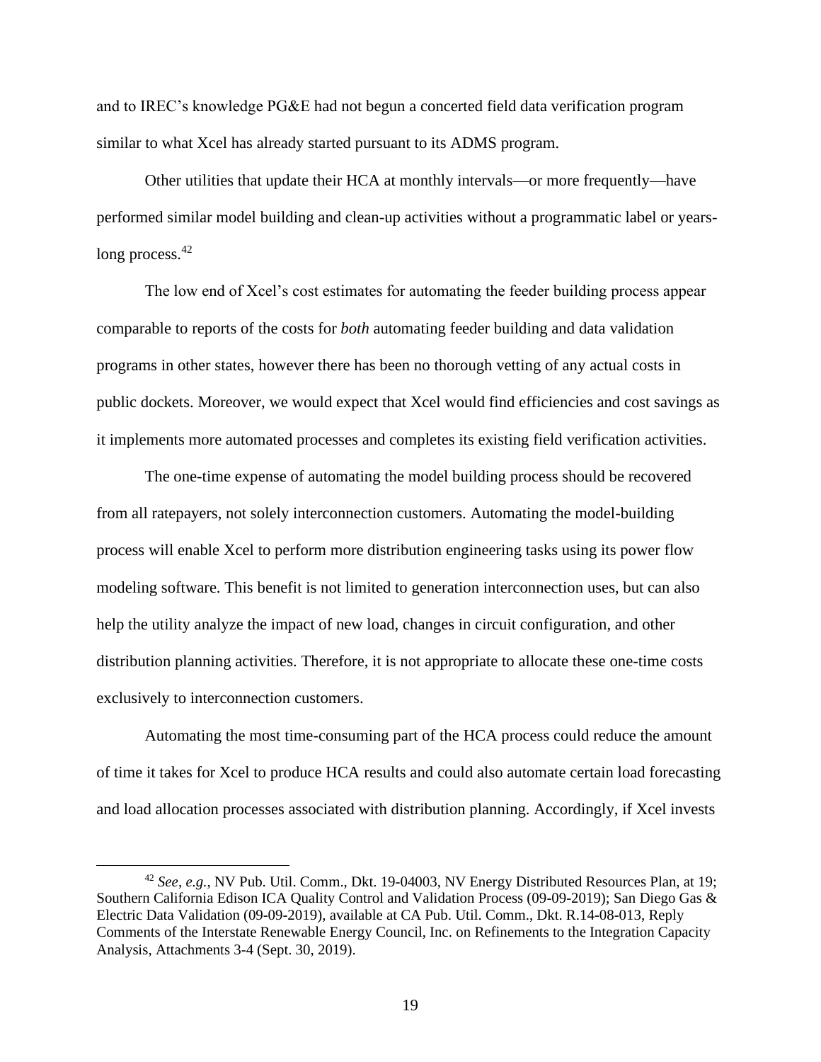and to IREC's knowledge PG&E had not begun a concerted field data verification program similar to what Xcel has already started pursuant to its ADMS program.

Other utilities that update their HCA at monthly intervals—or more frequently—have performed similar model building and clean-up activities without a programmatic label or years-long process.[42]

The low end of Xcel's cost estimates for automating the feeder building process appear comparable to reports of the costs for *both* automating feeder building and data validation programs in other states, however there has been no thorough vetting of any actual costs in public dockets. Moreover, we would expect that Xcel would find efficiencies and cost savings as it implements more automated processes and completes its existing field verification activities.

The one-time expense of automating the model building process should be recovered from all ratepayers, not solely interconnection customers. Automating the model-building process will enable Xcel to perform more distribution engineering tasks using its power flow modeling software. This benefit is not limited to generation interconnection uses, but can also help the utility analyze the impact of new load, changes in circuit configuration, and other distribution planning activities. Therefore, it is not appropriate to allocate these one-time costs exclusively to interconnection customers.

Automating the most time-consuming part of the HCA process could reduce the amount of time it takes for Xcel to produce HCA results and could also automate certain load forecasting and load allocation processes associated with distribution planning. Accordingly, if Xcel invests

---

[42] *See, e.g.*, NV Pub. Util. Comm., Dkt. 19-04003, NV Energy Distributed Resources Plan, at 19; Southern California Edison ICA Quality Control and Validation Process (09-09-2019); San Diego Gas & Electric Data Validation (09-09-2019), available at CA Pub. Util. Comm., Dkt. R.14-08-013, Reply Comments of the Interstate Renewable Energy Council, Inc. on Refinements to the Integration Capacity Analysis, Attachments 3-4 (Sept. 30, 2019).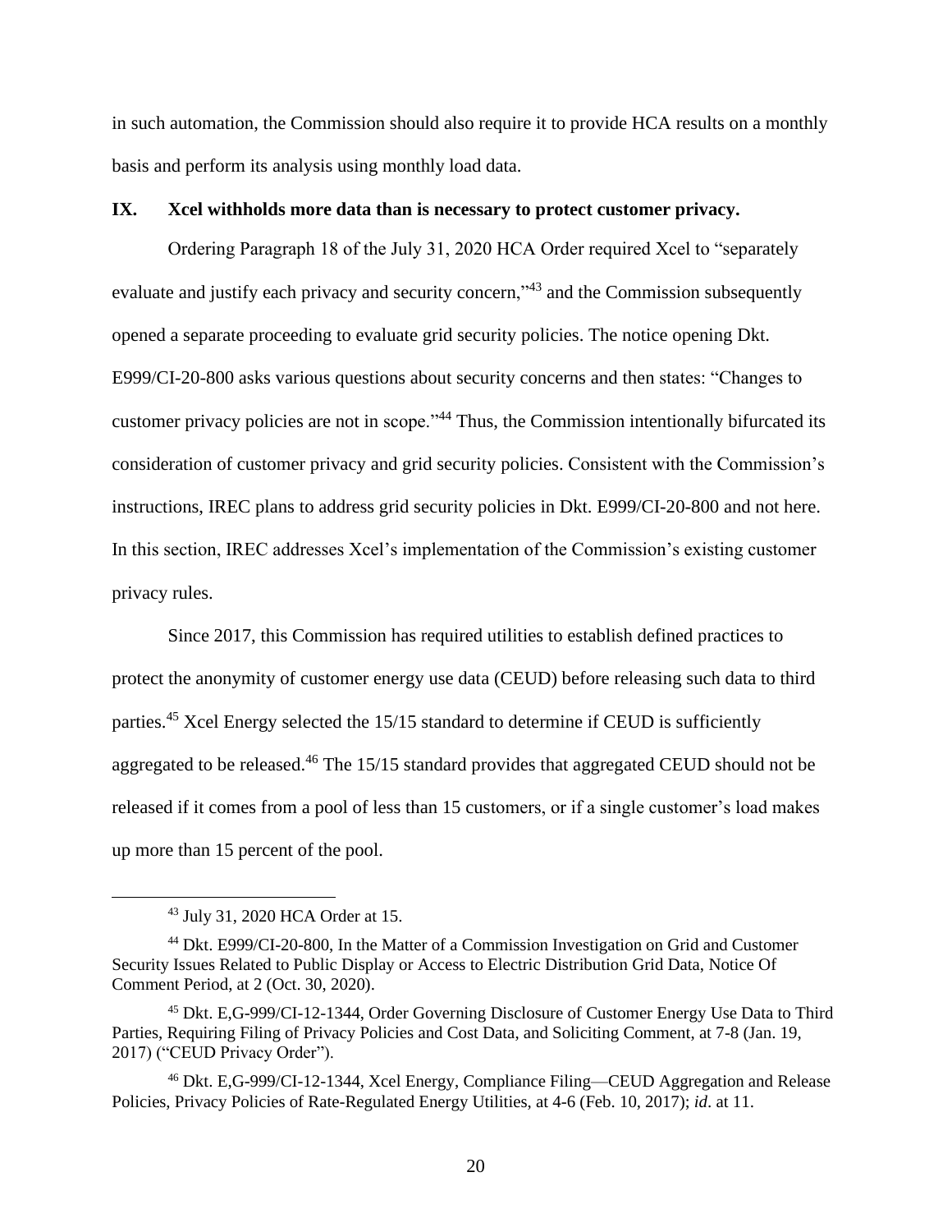in such automation, the Commission should also require it to provide HCA results on a monthly basis and perform its analysis using monthly load data.

## IX. Xcel withholds more data than is necessary to protect customer privacy.

Ordering Paragraph 18 of the July 31, 2020 HCA Order required Xcel to "separately evaluate and justify each privacy and security concern,"[43] and the Commission subsequently opened a separate proceeding to evaluate grid security policies. The notice opening Dkt. E999/CI-20-800 asks various questions about security concerns and then states: "Changes to customer privacy policies are not in scope."[44] Thus, the Commission intentionally bifurcated its consideration of customer privacy and grid security policies. Consistent with the Commission's instructions, IREC plans to address grid security policies in Dkt. E999/CI-20-800 and not here. In this section, IREC addresses Xcel's implementation of the Commission's existing customer privacy rules.

Since 2017, this Commission has required utilities to establish defined practices to protect the anonymity of customer energy use data (CEUD) before releasing such data to third parties.[45] Xcel Energy selected the 15/15 standard to determine if CEUD is sufficiently aggregated to be released.[46] The 15/15 standard provides that aggregated CEUD should not be released if it comes from a pool of less than 15 customers, or if a single customer's load makes up more than 15 percent of the pool.

---

[43] July 31, 2020 HCA Order at 15.

[44] Dkt. E999/CI-20-800, In the Matter of a Commission Investigation on Grid and Customer Security Issues Related to Public Display or Access to Electric Distribution Grid Data, Notice Of Comment Period, at 2 (Oct. 30, 2020).

[45] Dkt. E,G-999/CI-12-1344, Order Governing Disclosure of Customer Energy Use Data to Third Parties, Requiring Filing of Privacy Policies and Cost Data, and Soliciting Comment, at 7-8 (Jan. 19, 2017) ("CEUD Privacy Order").

[46] Dkt. E,G-999/CI-12-1344, Xcel Energy, Compliance Filing—CEUD Aggregation and Release Policies, Privacy Policies of Rate-Regulated Energy Utilities, at 4-6 (Feb. 10, 2017); *id*. at 11.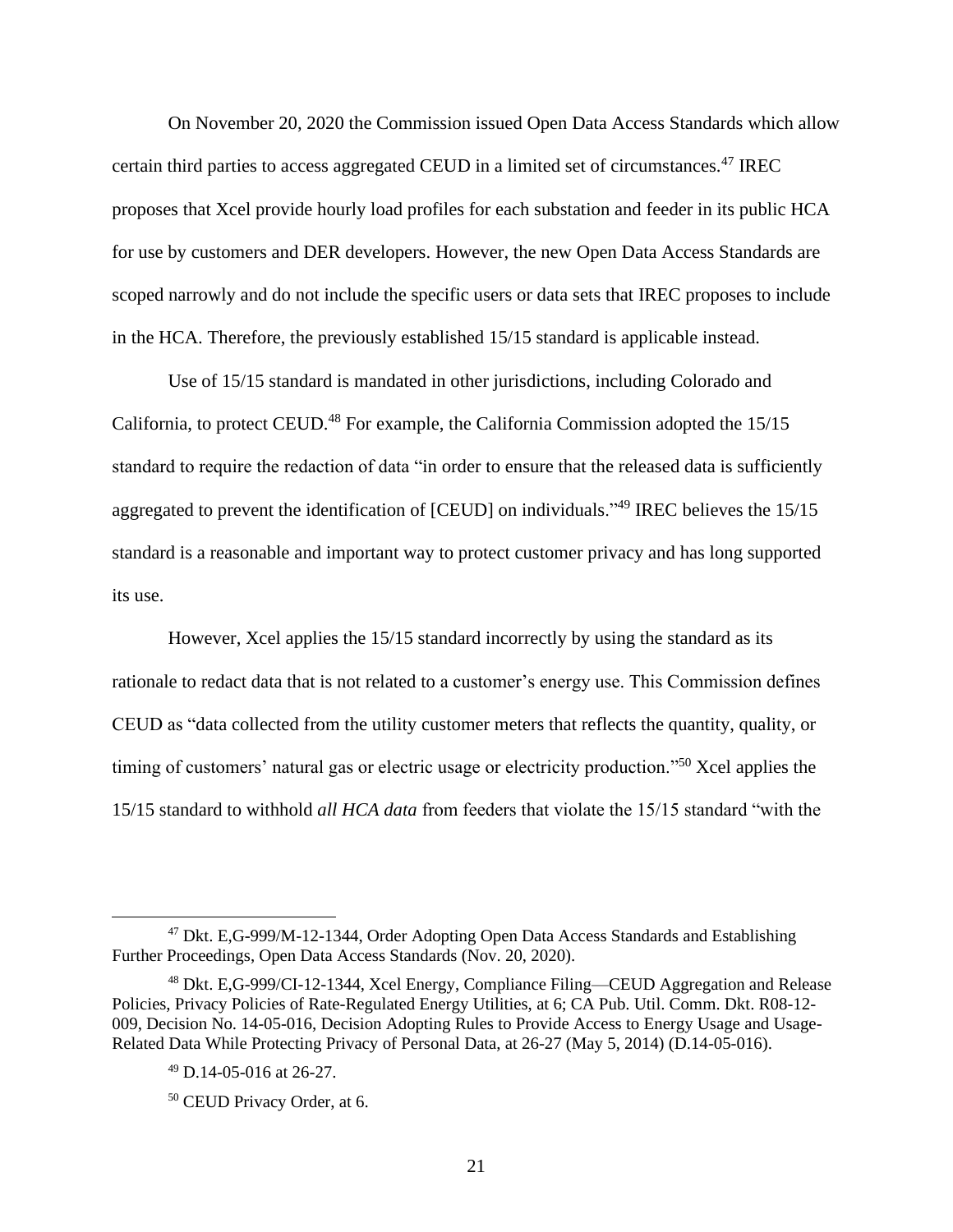On November 20, 2020 the Commission issued Open Data Access Standards which allow certain third parties to access aggregated CEUD in a limited set of circumstances.[47] IREC proposes that Xcel provide hourly load profiles for each substation and feeder in its public HCA for use by customers and DER developers. However, the new Open Data Access Standards are scoped narrowly and do not include the specific users or data sets that IREC proposes to include in the HCA. Therefore, the previously established 15/15 standard is applicable instead.

Use of 15/15 standard is mandated in other jurisdictions, including Colorado and California, to protect CEUD.[48] For example, the California Commission adopted the 15/15 standard to require the redaction of data "in order to ensure that the released data is sufficiently aggregated to prevent the identification of [CEUD] on individuals."[49] IREC believes the 15/15 standard is a reasonable and important way to protect customer privacy and has long supported its use.

However, Xcel applies the 15/15 standard incorrectly by using the standard as its rationale to redact data that is not related to a customer's energy use. This Commission defines CEUD as "data collected from the utility customer meters that reflects the quantity, quality, or timing of customers' natural gas or electric usage or electricity production."[50] Xcel applies the 15/15 standard to withhold *all HCA data* from feeders that violate the 15/15 standard "with the

---

[47] Dkt. E,G-999/M-12-1344, Order Adopting Open Data Access Standards and Establishing Further Proceedings, Open Data Access Standards (Nov. 20, 2020).

[48] Dkt. E,G-999/CI-12-1344, Xcel Energy, Compliance Filing—CEUD Aggregation and Release Policies, Privacy Policies of Rate-Regulated Energy Utilities, at 6; CA Pub. Util. Comm. Dkt. R08-12-009, Decision No. 14-05-016, Decision Adopting Rules to Provide Access to Energy Usage and Usage-Related Data While Protecting Privacy of Personal Data, at 26-27 (May 5, 2014) (D.14-05-016).

[49] D.14-05-016 at 26-27.

[50] CEUD Privacy Order, at 6.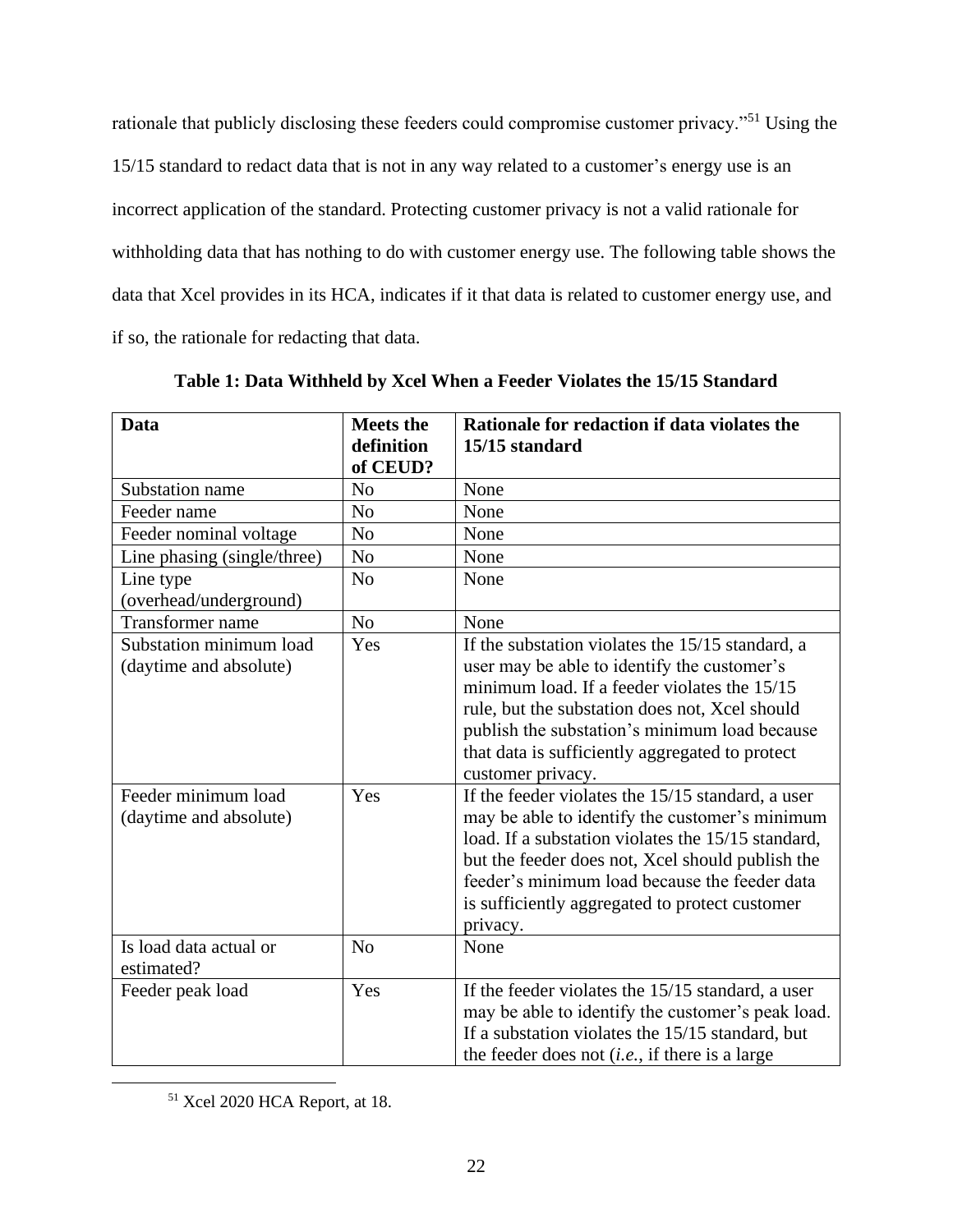rationale that publicly disclosing these feeders could compromise customer privacy."[51] Using the 15/15 standard to redact data that is not in any way related to a customer's energy use is an incorrect application of the standard. Protecting customer privacy is not a valid rationale for withholding data that has nothing to do with customer energy use. The following table shows the data that Xcel provides in its HCA, indicates if it that data is related to customer energy use, and if so, the rationale for redacting that data.

**Table 1: Data Withheld by Xcel When a Feeder Violates the 15/15 Standard**

| Data | Meets the definition of CEUD? | Rationale for redaction if data violates the 15/15 standard |
|---|---|---|
| Substation name | No | None |
| Feeder name | No | None |
| Feeder nominal voltage | No | None |
| Line phasing (single/three) | No | None |
| Line type (overhead/underground) | No | None |
| Transformer name | No | None |
| Substation minimum load (daytime and absolute) | Yes | If the substation violates the 15/15 standard, a user may be able to identify the customer's minimum load. If a feeder violates the 15/15 rule, but the substation does not, Xcel should publish the substation's minimum load because that data is sufficiently aggregated to protect customer privacy. |
| Feeder minimum load (daytime and absolute) | Yes | If the feeder violates the 15/15 standard, a user may be able to identify the customer's minimum load. If a substation violates the 15/15 standard, but the feeder does not, Xcel should publish the feeder's minimum load because the feeder data is sufficiently aggregated to protect customer privacy. |
| Is load data actual or estimated? | No | None |
| Feeder peak load | Yes | If the feeder violates the 15/15 standard, a user may be able to identify the customer's peak load. If a substation violates the 15/15 standard, but the feeder does not (*i.e.*, if there is a large |

[51] Xcel 2020 HCA Report, at 18.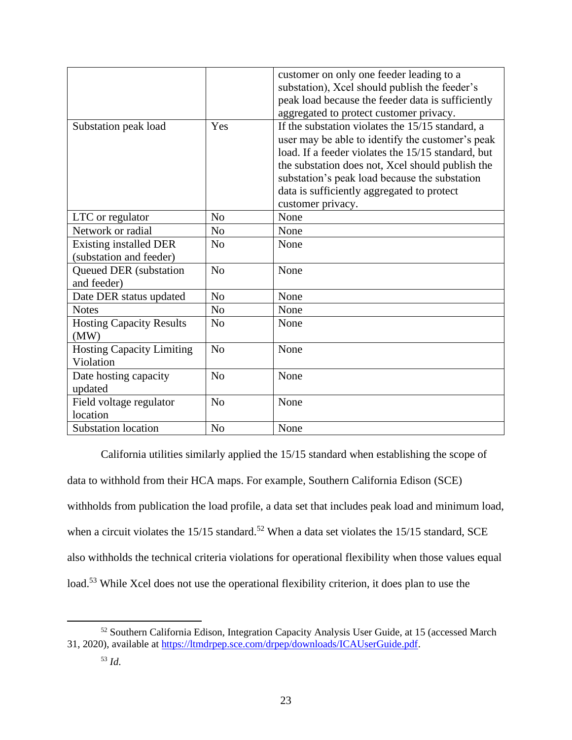|  |  | customer on only one feeder leading to a substation), Xcel should publish the feeder's peak load because the feeder data is sufficiently aggregated to protect customer privacy. |
| --- | --- | --- |
| Substation peak load | Yes | If the substation violates the 15/15 standard, a user may be able to identify the customer's peak load. If a feeder violates the 15/15 standard, but the substation does not, Xcel should publish the substation's peak load because the substation data is sufficiently aggregated to protect customer privacy. |
| LTC or regulator | No | None |
| Network or radial | No | None |
| Existing installed DER (substation and feeder) | No | None |
| Queued DER (substation and feeder) | No | None |
| Date DER status updated | No | None |
| Notes | No | None |
| Hosting Capacity Results (MW) | No | None |
| Hosting Capacity Limiting Violation | No | None |
| Date hosting capacity updated | No | None |
| Field voltage regulator location | No | None |
| Substation location | No | None |

California utilities similarly applied the 15/15 standard when establishing the scope of data to withhold from their HCA maps. For example, Southern California Edison (SCE) withholds from publication the load profile, a data set that includes peak load and minimum load, when a circuit violates the 15/15 standard.[52] When a data set violates the 15/15 standard, SCE also withholds the technical criteria violations for operational flexibility when those values equal load.[53] While Xcel does not use the operational flexibility criterion, it does plan to use the

[52] Southern California Edison, Integration Capacity Analysis User Guide, at 15 (accessed March 31, 2020), available at https://ltmdrpep.sce.com/drpep/downloads/ICAUserGuide.pdf.

[53] *Id.*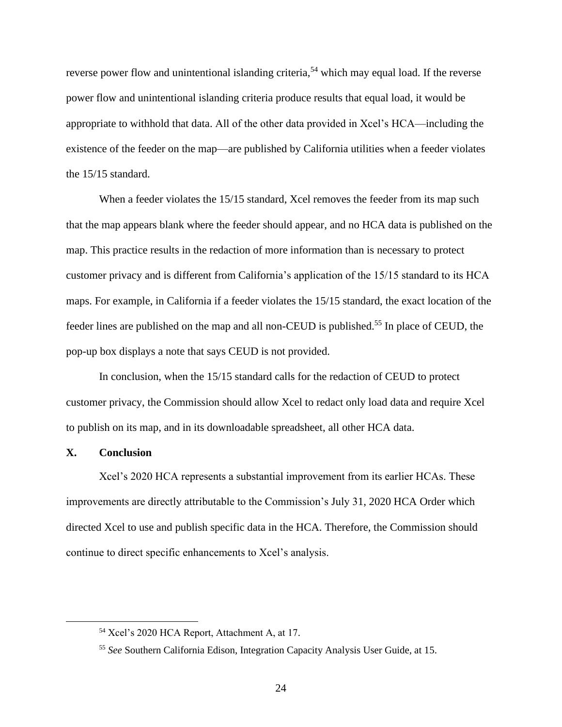reverse power flow and unintentional islanding criteria,[54] which may equal load. If the reverse power flow and unintentional islanding criteria produce results that equal load, it would be appropriate to withhold that data. All of the other data provided in Xcel's HCA—including the existence of the feeder on the map—are published by California utilities when a feeder violates the 15/15 standard.

When a feeder violates the 15/15 standard, Xcel removes the feeder from its map such that the map appears blank where the feeder should appear, and no HCA data is published on the map. This practice results in the redaction of more information than is necessary to protect customer privacy and is different from California's application of the 15/15 standard to its HCA maps. For example, in California if a feeder violates the 15/15 standard, the exact location of the feeder lines are published on the map and all non-CEUD is published.[55] In place of CEUD, the pop-up box displays a note that says CEUD is not provided.

In conclusion, when the 15/15 standard calls for the redaction of CEUD to protect customer privacy, the Commission should allow Xcel to redact only load data and require Xcel to publish on its map, and in its downloadable spreadsheet, all other HCA data.

## X. Conclusion

Xcel's 2020 HCA represents a substantial improvement from its earlier HCAs. These improvements are directly attributable to the Commission's July 31, 2020 HCA Order which directed Xcel to use and publish specific data in the HCA. Therefore, the Commission should continue to direct specific enhancements to Xcel's analysis.

---

[54] Xcel's 2020 HCA Report, Attachment A, at 17.

[55] *See* Southern California Edison, Integration Capacity Analysis User Guide, at 15.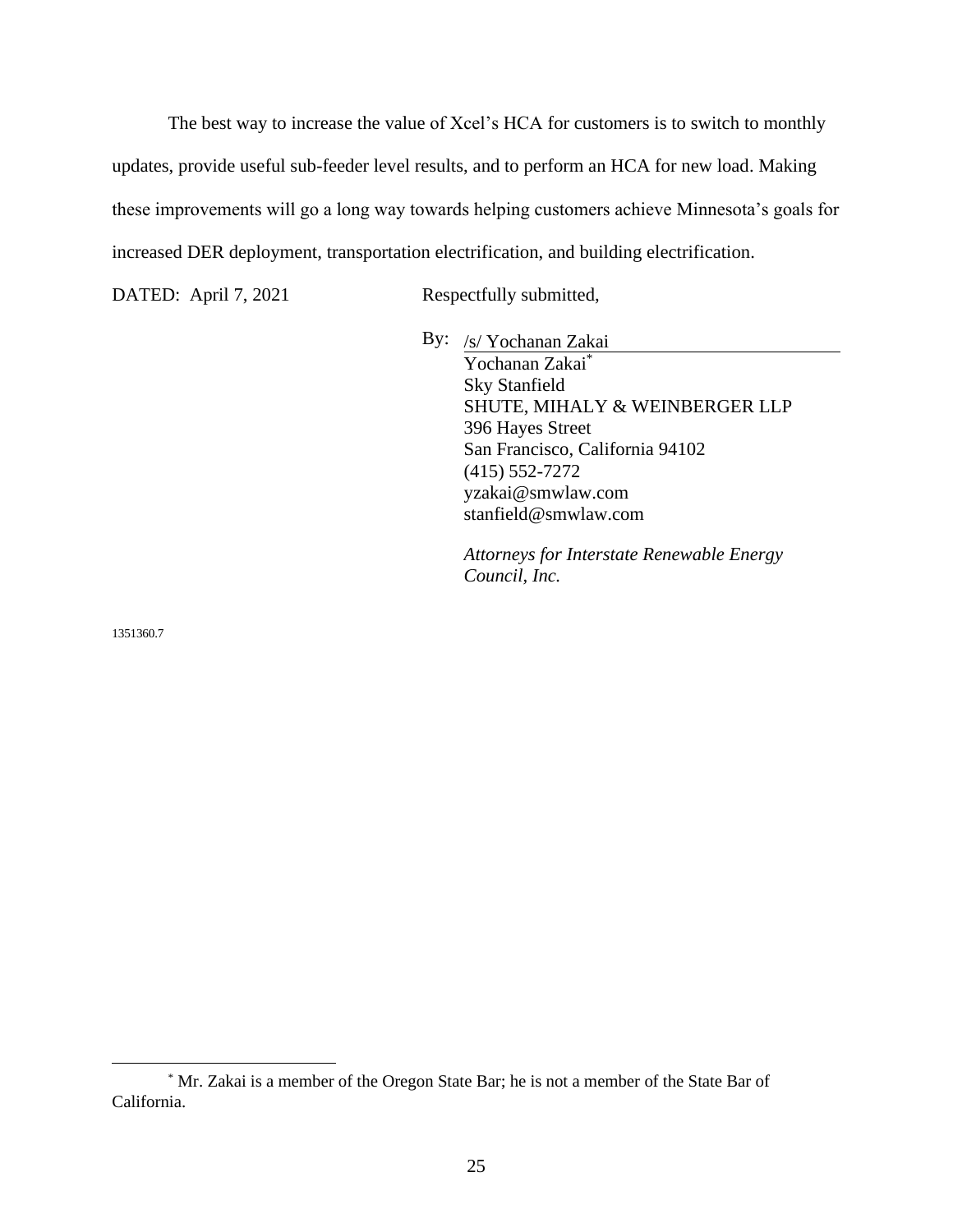The best way to increase the value of Xcel's HCA for customers is to switch to monthly updates, provide useful sub-feeder level results, and to perform an HCA for new load. Making these improvements will go a long way towards helping customers achieve Minnesota's goals for increased DER deployment, transportation electrification, and building electrification.

DATED: April 7, 2021

Respectfully submitted,

By: /s/ Yochanan Zakai

Yochanan Zakai[*]
Sky Stanfield
SHUTE, MIHALY & WEINBERGER LLP
396 Hayes Street
San Francisco, California 94102
(415) 552-7272
yzakai@smwlaw.com
stanfield@smwlaw.com

*Attorneys for Interstate Renewable Energy Council, Inc.*

1351360.7

[*] Mr. Zakai is a member of the Oregon State Bar; he is not a member of the State Bar of California.